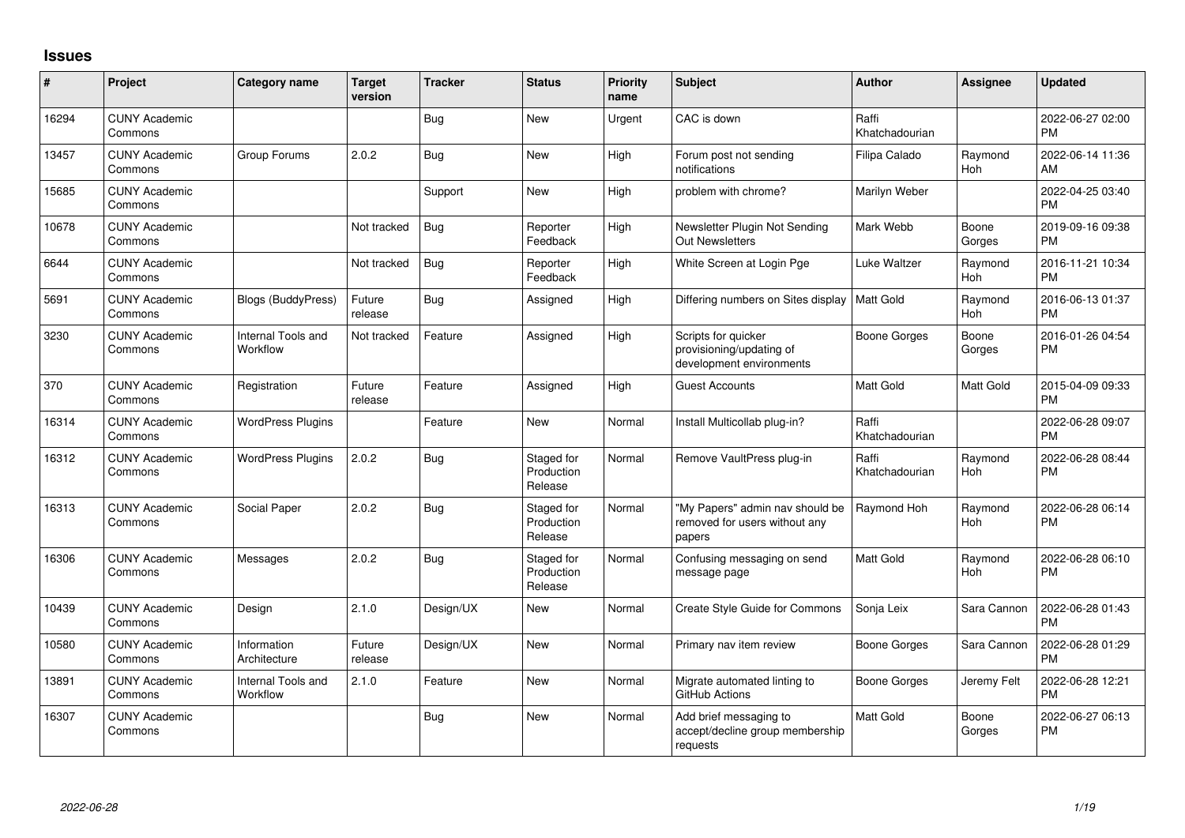## Issues

| # | Project | Category name | Target version | Tracker | Status | Priority name | Subject | Author | Assignee | Updated |
|---|---|---|---|---|---|---|---|---|---|---|
| 16294 | CUNY Academic Commons | | | Bug | New | Urgent | CAC is down | Raffi Khatchadourian | | 2022-06-27 02:00 PM |
| 13457 | CUNY Academic Commons | Group Forums | 2.0.2 | Bug | New | High | Forum post not sending notifications | Filipa Calado | Raymond Hoh | 2022-06-14 11:36 AM |
| 15685 | CUNY Academic Commons | | | Support | New | High | problem with chrome? | Marilyn Weber | | 2022-04-25 03:40 PM |
| 10678 | CUNY Academic Commons | | Not tracked | Bug | Reporter Feedback | High | Newsletter Plugin Not Sending Out Newsletters | Mark Webb | Boone Gorges | 2019-09-16 09:38 PM |
| 6644 | CUNY Academic Commons | | Not tracked | Bug | Reporter Feedback | High | White Screen at Login Pge | Luke Waltzer | Raymond Hoh | 2016-11-21 10:34 PM |
| 5691 | CUNY Academic Commons | Blogs (BuddyPress) | Future release | Bug | Assigned | High | Differing numbers on Sites display | Matt Gold | Raymond Hoh | 2016-06-13 01:37 PM |
| 3230 | CUNY Academic Commons | Internal Tools and Workflow | Not tracked | Feature | Assigned | High | Scripts for quicker provisioning/updating of development environments | Boone Gorges | Boone Gorges | 2016-01-26 04:54 PM |
| 370 | CUNY Academic Commons | Registration | Future release | Feature | Assigned | High | Guest Accounts | Matt Gold | Matt Gold | 2015-04-09 09:33 PM |
| 16314 | CUNY Academic Commons | WordPress Plugins | | Feature | New | Normal | Install Multicollab plug-in? | Raffi Khatchadourian | | 2022-06-28 09:07 PM |
| 16312 | CUNY Academic Commons | WordPress Plugins | 2.0.2 | Bug | Staged for Production Release | Normal | Remove VaultPress plug-in | Raffi Khatchadourian | Raymond Hoh | 2022-06-28 08:44 PM |
| 16313 | CUNY Academic Commons | Social Paper | 2.0.2 | Bug | Staged for Production Release | Normal | "My Papers" admin nav should be removed for users without any papers | Raymond Hoh | Raymond Hoh | 2022-06-28 06:14 PM |
| 16306 | CUNY Academic Commons | Messages | 2.0.2 | Bug | Staged for Production Release | Normal | Confusing messaging on send message page | Matt Gold | Raymond Hoh | 2022-06-28 06:10 PM |
| 10439 | CUNY Academic Commons | Design | 2.1.0 | Design/UX | New | Normal | Create Style Guide for Commons | Sonja Leix | Sara Cannon | 2022-06-28 01:43 PM |
| 10580 | CUNY Academic Commons | Information Architecture | Future release | Design/UX | New | Normal | Primary nav item review | Boone Gorges | Sara Cannon | 2022-06-28 01:29 PM |
| 13891 | CUNY Academic Commons | Internal Tools and Workflow | 2.1.0 | Feature | New | Normal | Migrate automated linting to GitHub Actions | Boone Gorges | Jeremy Felt | 2022-06-28 12:21 PM |
| 16307 | CUNY Academic Commons | | | Bug | New | Normal | Add brief messaging to accept/decline group membership requests | Matt Gold | Boone Gorges | 2022-06-27 06:13 PM |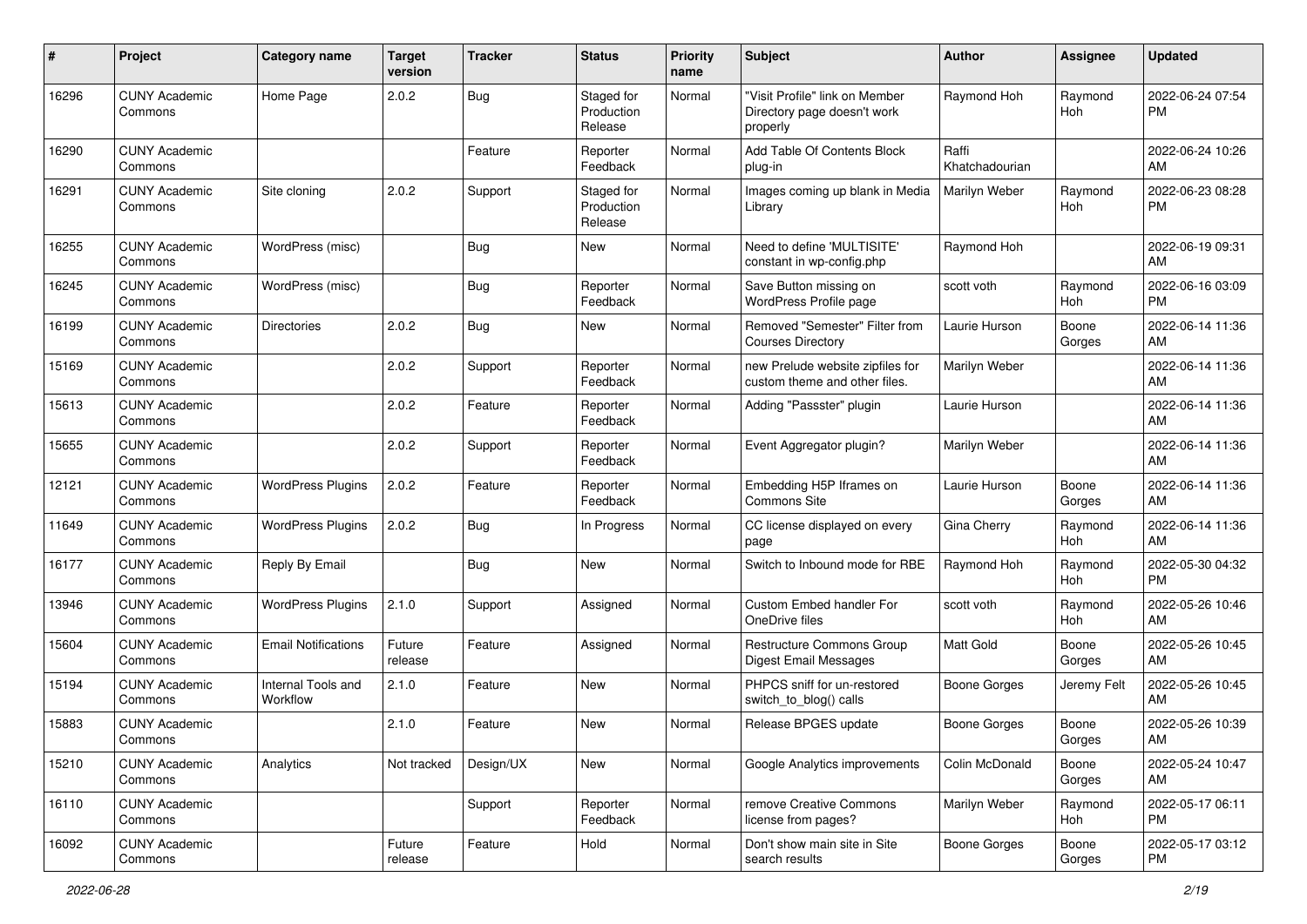| # | Project | Category name | Target version | Tracker | Status | Priority name | Subject | Author | Assignee | Updated |
|---|---|---|---|---|---|---|---|---|---|---|
| 16296 | CUNY Academic Commons | Home Page | 2.0.2 | Bug | Staged for Production Release | Normal | "Visit Profile" link on Member Directory page doesn't work properly | Raymond Hoh | Raymond Hoh | 2022-06-24 07:54 PM |
| 16290 | CUNY Academic Commons | | | Feature | Reporter Feedback | Normal | Add Table Of Contents Block plug-in | Raffi Khatchadourian | | 2022-06-24 10:26 AM |
| 16291 | CUNY Academic Commons | Site cloning | 2.0.2 | Support | Staged for Production Release | Normal | Images coming up blank in Media Library | Marilyn Weber | Raymond Hoh | 2022-06-23 08:28 PM |
| 16255 | CUNY Academic Commons | WordPress (misc) | | Bug | New | Normal | Need to define 'MULTISITE' constant in wp-config.php | Raymond Hoh | | 2022-06-19 09:31 AM |
| 16245 | CUNY Academic Commons | WordPress (misc) | | Bug | Reporter Feedback | Normal | Save Button missing on WordPress Profile page | scott voth | Raymond Hoh | 2022-06-16 03:09 PM |
| 16199 | CUNY Academic Commons | Directories | 2.0.2 | Bug | New | Normal | Removed "Semester" Filter from Courses Directory | Laurie Hurson | Boone Gorges | 2022-06-14 11:36 AM |
| 15169 | CUNY Academic Commons | | 2.0.2 | Support | Reporter Feedback | Normal | new Prelude website zipfiles for custom theme and other files. | Marilyn Weber | | 2022-06-14 11:36 AM |
| 15613 | CUNY Academic Commons | | 2.0.2 | Feature | Reporter Feedback | Normal | Adding "Passster" plugin | Laurie Hurson | | 2022-06-14 11:36 AM |
| 15655 | CUNY Academic Commons | | 2.0.2 | Support | Reporter Feedback | Normal | Event Aggregator plugin? | Marilyn Weber | | 2022-06-14 11:36 AM |
| 12121 | CUNY Academic Commons | WordPress Plugins | 2.0.2 | Feature | Reporter Feedback | Normal | Embedding H5P Iframes on Commons Site | Laurie Hurson | Boone Gorges | 2022-06-14 11:36 AM |
| 11649 | CUNY Academic Commons | WordPress Plugins | 2.0.2 | Bug | In Progress | Normal | CC license displayed on every page | Gina Cherry | Raymond Hoh | 2022-06-14 11:36 AM |
| 16177 | CUNY Academic Commons | Reply By Email | | Bug | New | Normal | Switch to Inbound mode for RBE | Raymond Hoh | Raymond Hoh | 2022-05-30 04:32 PM |
| 13946 | CUNY Academic Commons | WordPress Plugins | 2.1.0 | Support | Assigned | Normal | Custom Embed handler For OneDrive files | scott voth | Raymond Hoh | 2022-05-26 10:46 AM |
| 15604 | CUNY Academic Commons | Email Notifications | Future release | Feature | Assigned | Normal | Restructure Commons Group Digest Email Messages | Matt Gold | Boone Gorges | 2022-05-26 10:45 AM |
| 15194 | CUNY Academic Commons | Internal Tools and Workflow | 2.1.0 | Feature | New | Normal | PHPCS sniff for un-restored switch_to_blog() calls | Boone Gorges | Jeremy Felt | 2022-05-26 10:45 AM |
| 15883 | CUNY Academic Commons | | 2.1.0 | Feature | New | Normal | Release BPGES update | Boone Gorges | Boone Gorges | 2022-05-26 10:39 AM |
| 15210 | CUNY Academic Commons | Analytics | Not tracked | Design/UX | New | Normal | Google Analytics improvements | Colin McDonald | Boone Gorges | 2022-05-24 10:47 AM |
| 16110 | CUNY Academic Commons | | | Support | Reporter Feedback | Normal | remove Creative Commons license from pages? | Marilyn Weber | Raymond Hoh | 2022-05-17 06:11 PM |
| 16092 | CUNY Academic Commons | | Future release | Feature | Hold | Normal | Don't show main site in Site search results | Boone Gorges | Boone Gorges | 2022-05-17 03:12 PM |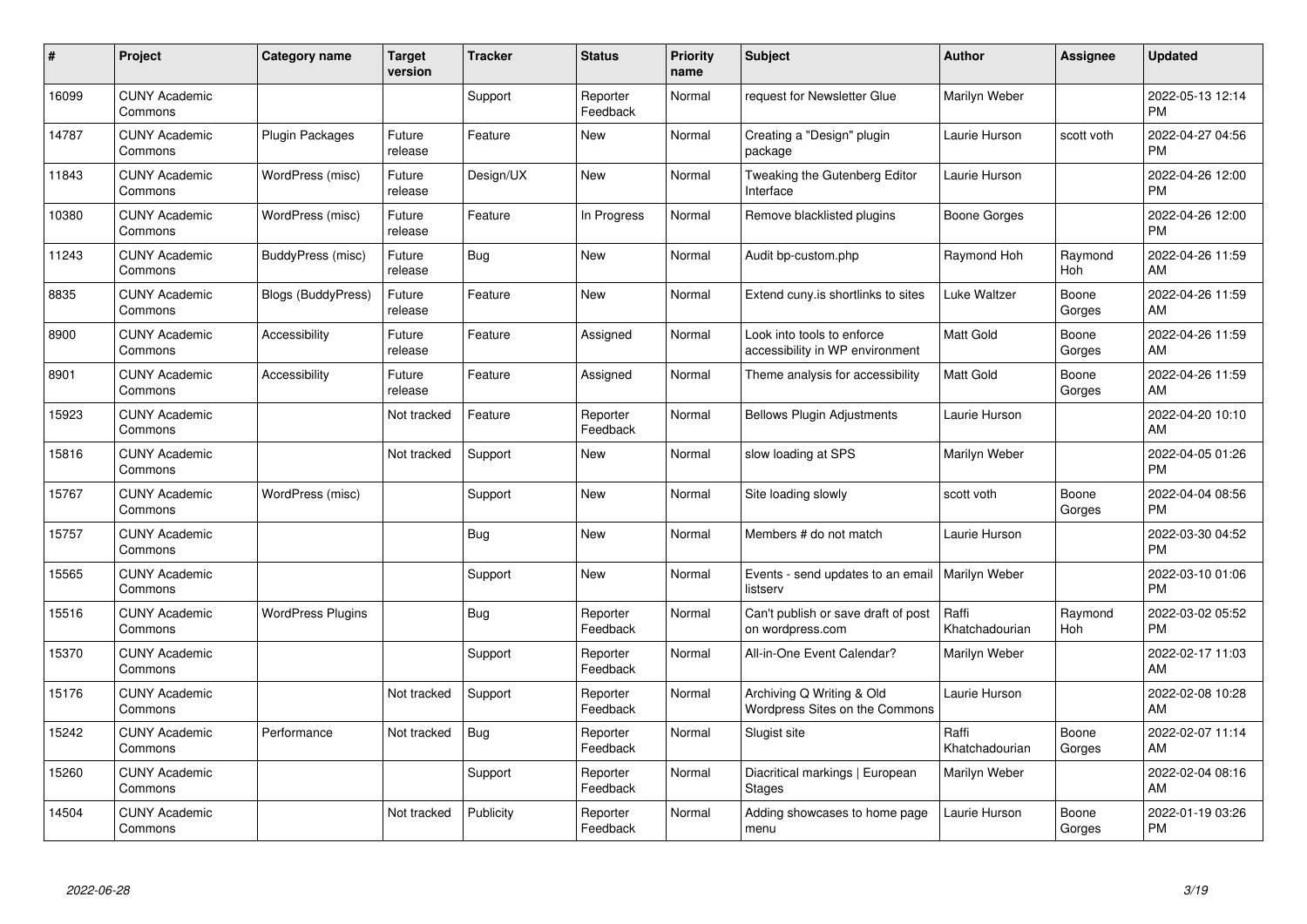| # | Project | Category name | Target version | Tracker | Status | Priority name | Subject | Author | Assignee | Updated |
|---|---|---|---|---|---|---|---|---|---|---|
| 16099 | CUNY Academic Commons | | | Support | Reporter Feedback | Normal | request for Newsletter Glue | Marilyn Weber | | 2022-05-13 12:14 PM |
| 14787 | CUNY Academic Commons | Plugin Packages | Future release | Feature | New | Normal | Creating a "Design" plugin package | Laurie Hurson | scott voth | 2022-04-27 04:56 PM |
| 11843 | CUNY Academic Commons | WordPress (misc) | Future release | Design/UX | New | Normal | Tweaking the Gutenberg Editor Interface | Laurie Hurson | | 2022-04-26 12:00 PM |
| 10380 | CUNY Academic Commons | WordPress (misc) | Future release | Feature | In Progress | Normal | Remove blacklisted plugins | Boone Gorges | | 2022-04-26 12:00 PM |
| 11243 | CUNY Academic Commons | BuddyPress (misc) | Future release | Bug | New | Normal | Audit bp-custom.php | Raymond Hoh | Raymond Hoh | 2022-04-26 11:59 AM |
| 8835 | CUNY Academic Commons | Blogs (BuddyPress) | Future release | Feature | New | Normal | Extend cuny.is shortlinks to sites | Luke Waltzer | Boone Gorges | 2022-04-26 11:59 AM |
| 8900 | CUNY Academic Commons | Accessibility | Future release | Feature | Assigned | Normal | Look into tools to enforce accessibility in WP environment | Matt Gold | Boone Gorges | 2022-04-26 11:59 AM |
| 8901 | CUNY Academic Commons | Accessibility | Future release | Feature | Assigned | Normal | Theme analysis for accessibility | Matt Gold | Boone Gorges | 2022-04-26 11:59 AM |
| 15923 | CUNY Academic Commons | | Not tracked | Feature | Reporter Feedback | Normal | Bellows Plugin Adjustments | Laurie Hurson | | 2022-04-20 10:10 AM |
| 15816 | CUNY Academic Commons | | Not tracked | Support | New | Normal | slow loading at SPS | Marilyn Weber | | 2022-04-05 01:26 PM |
| 15767 | CUNY Academic Commons | WordPress (misc) | | Support | New | Normal | Site loading slowly | scott voth | Boone Gorges | 2022-04-04 08:56 PM |
| 15757 | CUNY Academic Commons | | | Bug | New | Normal | Members # do not match | Laurie Hurson | | 2022-03-30 04:52 PM |
| 15565 | CUNY Academic Commons | | | Support | New | Normal | Events - send updates to an email listserv | Marilyn Weber | | 2022-03-10 01:06 PM |
| 15516 | CUNY Academic Commons | WordPress Plugins | | Bug | Reporter Feedback | Normal | Can't publish or save draft of post on wordpress.com | Raffi Khatchadourian | Raymond Hoh | 2022-03-02 05:52 PM |
| 15370 | CUNY Academic Commons | | | Support | Reporter Feedback | Normal | All-in-One Event Calendar? | Marilyn Weber | | 2022-02-17 11:03 AM |
| 15176 | CUNY Academic Commons | | Not tracked | Support | Reporter Feedback | Normal | Archiving Q Writing & Old Wordpress Sites on the Commons | Laurie Hurson | | 2022-02-08 10:28 AM |
| 15242 | CUNY Academic Commons | Performance | Not tracked | Bug | Reporter Feedback | Normal | Slugist site | Raffi Khatchadourian | Boone Gorges | 2022-02-07 11:14 AM |
| 15260 | CUNY Academic Commons | | | Support | Reporter Feedback | Normal | Diacritical markings \| European Stages | Marilyn Weber | | 2022-02-04 08:16 AM |
| 14504 | CUNY Academic Commons | | Not tracked | Publicity | Reporter Feedback | Normal | Adding showcases to home page menu | Laurie Hurson | Boone Gorges | 2022-01-19 03:26 PM |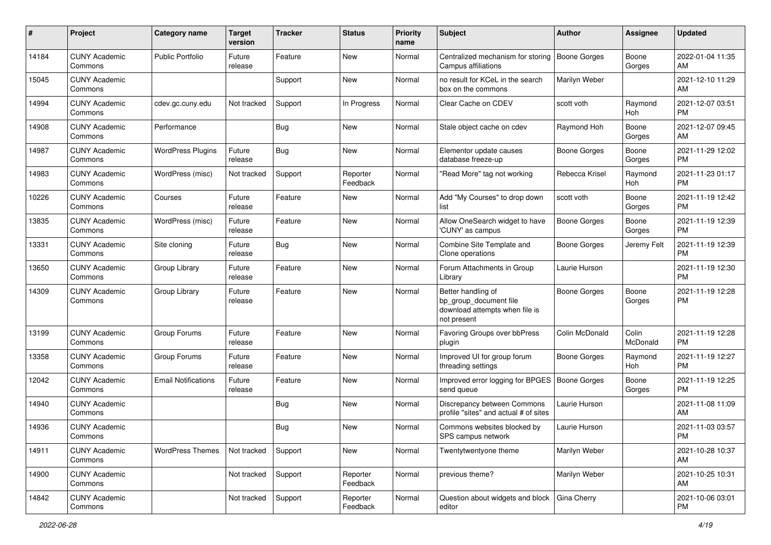| # | Project | Category name | Target version | Tracker | Status | Priority name | Subject | Author | Assignee | Updated |
|---|---|---|---|---|---|---|---|---|---|---|
| 14184 | CUNY Academic Commons | Public Portfolio | Future release | Feature | New | Normal | Centralized mechanism for storing Campus affiliations | Boone Gorges | Boone Gorges | 2022-01-04 11:35 AM |
| 15045 | CUNY Academic Commons | | | Support | New | Normal | no result for KCeL in the search box on the commons | Marilyn Weber | | 2021-12-10 11:29 AM |
| 14994 | CUNY Academic Commons | cdev.gc.cuny.edu | Not tracked | Support | In Progress | Normal | Clear Cache on CDEV | scott voth | Raymond Hoh | 2021-12-07 03:51 PM |
| 14908 | CUNY Academic Commons | Performance | | Bug | New | Normal | Stale object cache on cdev | Raymond Hoh | Boone Gorges | 2021-12-07 09:45 AM |
| 14987 | CUNY Academic Commons | WordPress Plugins | Future release | Bug | New | Normal | Elementor update causes database freeze-up | Boone Gorges | Boone Gorges | 2021-11-29 12:02 PM |
| 14983 | CUNY Academic Commons | WordPress (misc) | Not tracked | Support | Reporter Feedback | Normal | "Read More" tag not working | Rebecca Krisel | Raymond Hoh | 2021-11-23 01:17 PM |
| 10226 | CUNY Academic Commons | Courses | Future release | Feature | New | Normal | Add "My Courses" to drop down list | scott voth | Boone Gorges | 2021-11-19 12:42 PM |
| 13835 | CUNY Academic Commons | WordPress (misc) | Future release | Feature | New | Normal | Allow OneSearch widget to have 'CUNY' as campus | Boone Gorges | Boone Gorges | 2021-11-19 12:39 PM |
| 13331 | CUNY Academic Commons | Site cloning | Future release | Bug | New | Normal | Combine Site Template and Clone operations | Boone Gorges | Jeremy Felt | 2021-11-19 12:39 PM |
| 13650 | CUNY Academic Commons | Group Library | Future release | Feature | New | Normal | Forum Attachments in Group Library | Laurie Hurson | | 2021-11-19 12:30 PM |
| 14309 | CUNY Academic Commons | Group Library | Future release | Feature | New | Normal | Better handling of bp_group_document file download attempts when file is not present | Boone Gorges | Boone Gorges | 2021-11-19 12:28 PM |
| 13199 | CUNY Academic Commons | Group Forums | Future release | Feature | New | Normal | Favoring Groups over bbPress plugin | Colin McDonald | Colin McDonald | 2021-11-19 12:28 PM |
| 13358 | CUNY Academic Commons | Group Forums | Future release | Feature | New | Normal | Improved UI for group forum threading settings | Boone Gorges | Raymond Hoh | 2021-11-19 12:27 PM |
| 12042 | CUNY Academic Commons | Email Notifications | Future release | Feature | New | Normal | Improved error logging for BPGES send queue | Boone Gorges | Boone Gorges | 2021-11-19 12:25 PM |
| 14940 | CUNY Academic Commons | | | Bug | New | Normal | Discrepancy between Commons profile "sites" and actual # of sites | Laurie Hurson | | 2021-11-08 11:09 AM |
| 14936 | CUNY Academic Commons | | | Bug | New | Normal | Commons websites blocked by SPS campus network | Laurie Hurson | | 2021-11-03 03:57 PM |
| 14911 | CUNY Academic Commons | WordPress Themes | Not tracked | Support | New | Normal | Twentytwentyone theme | Marilyn Weber | | 2021-10-28 10:37 AM |
| 14900 | CUNY Academic Commons | | Not tracked | Support | Reporter Feedback | Normal | previous theme? | Marilyn Weber | | 2021-10-25 10:31 AM |
| 14842 | CUNY Academic Commons | | Not tracked | Support | Reporter Feedback | Normal | Question about widgets and block editor | Gina Cherry | | 2021-10-06 03:01 PM |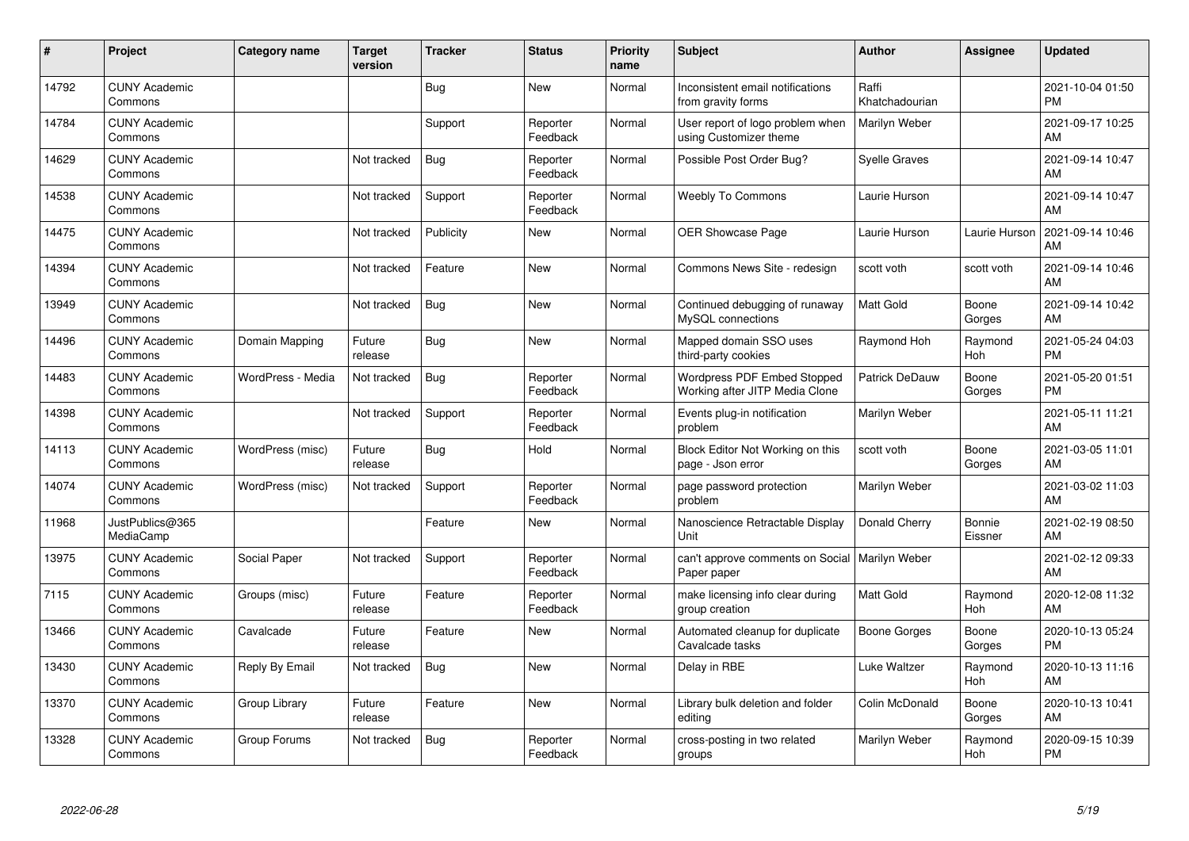| # | Project | Category name | Target version | Tracker | Status | Priority name | Subject | Author | Assignee | Updated |
|---|---|---|---|---|---|---|---|---|---|---|
| 14792 | CUNY Academic Commons | | | Bug | New | Normal | Inconsistent email notifications from gravity forms | Raffi Khatchadourian | | 2021-10-04 01:50 PM |
| 14784 | CUNY Academic Commons | | | Support | Reporter Feedback | Normal | User report of logo problem when using Customizer theme | Marilyn Weber | | 2021-09-17 10:25 AM |
| 14629 | CUNY Academic Commons | | Not tracked | Bug | Reporter Feedback | Normal | Possible Post Order Bug? | Syelle Graves | | 2021-09-14 10:47 AM |
| 14538 | CUNY Academic Commons | | Not tracked | Support | Reporter Feedback | Normal | Weebly To Commons | Laurie Hurson | | 2021-09-14 10:47 AM |
| 14475 | CUNY Academic Commons | | Not tracked | Publicity | New | Normal | OER Showcase Page | Laurie Hurson | Laurie Hurson | 2021-09-14 10:46 AM |
| 14394 | CUNY Academic Commons | | Not tracked | Feature | New | Normal | Commons News Site - redesign | scott voth | scott voth | 2021-09-14 10:46 AM |
| 13949 | CUNY Academic Commons | | Not tracked | Bug | New | Normal | Continued debugging of runaway MySQL connections | Matt Gold | Boone Gorges | 2021-09-14 10:42 AM |
| 14496 | CUNY Academic Commons | Domain Mapping | Future release | Bug | New | Normal | Mapped domain SSO uses third-party cookies | Raymond Hoh | Raymond Hoh | 2021-05-24 04:03 PM |
| 14483 | CUNY Academic Commons | WordPress - Media | Not tracked | Bug | Reporter Feedback | Normal | Wordpress PDF Embed Stopped Working after JITP Media Clone | Patrick DeDauw | Boone Gorges | 2021-05-20 01:51 PM |
| 14398 | CUNY Academic Commons | | Not tracked | Support | Reporter Feedback | Normal | Events plug-in notification problem | Marilyn Weber | | 2021-05-11 11:21 AM |
| 14113 | CUNY Academic Commons | WordPress (misc) | Future release | Bug | Hold | Normal | Block Editor Not Working on this page - Json error | scott voth | Boone Gorges | 2021-03-05 11:01 AM |
| 14074 | CUNY Academic Commons | WordPress (misc) | Not tracked | Support | Reporter Feedback | Normal | page password protection problem | Marilyn Weber | | 2021-03-02 11:03 AM |
| 11968 | JustPublics@365 MediaCamp | | | Feature | New | Normal | Nanoscience Retractable Display Unit | Donald Cherry | Bonnie Eissner | 2021-02-19 08:50 AM |
| 13975 | CUNY Academic Commons | Social Paper | Not tracked | Support | Reporter Feedback | Normal | can't approve comments on Social Paper paper | Marilyn Weber | | 2021-02-12 09:33 AM |
| 7115 | CUNY Academic Commons | Groups (misc) | Future release | Feature | Reporter Feedback | Normal | make licensing info clear during group creation | Matt Gold | Raymond Hoh | 2020-12-08 11:32 AM |
| 13466 | CUNY Academic Commons | Cavalcade | Future release | Feature | New | Normal | Automated cleanup for duplicate Cavalcade tasks | Boone Gorges | Boone Gorges | 2020-10-13 05:24 PM |
| 13430 | CUNY Academic Commons | Reply By Email | Not tracked | Bug | New | Normal | Delay in RBE | Luke Waltzer | Raymond Hoh | 2020-10-13 11:16 AM |
| 13370 | CUNY Academic Commons | Group Library | Future release | Feature | New | Normal | Library bulk deletion and folder editing | Colin McDonald | Boone Gorges | 2020-10-13 10:41 AM |
| 13328 | CUNY Academic Commons | Group Forums | Not tracked | Bug | Reporter Feedback | Normal | cross-posting in two related groups | Marilyn Weber | Raymond Hoh | 2020-09-15 10:39 PM |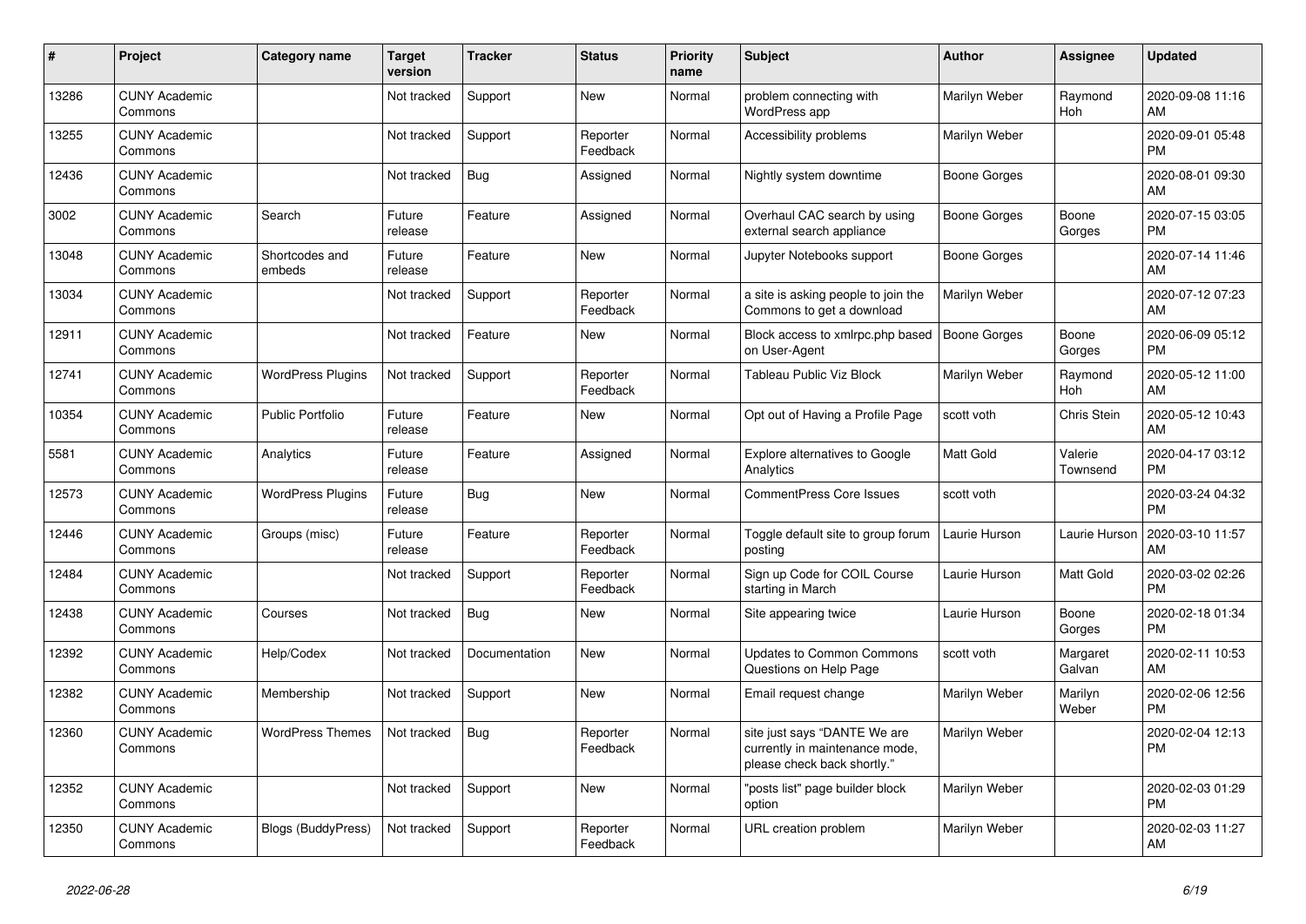| # | Project | Category name | Target version | Tracker | Status | Priority name | Subject | Author | Assignee | Updated |
|---|---|---|---|---|---|---|---|---|---|---|
| 13286 | CUNY Academic Commons | | Not tracked | Support | New | Normal | problem connecting with WordPress app | Marilyn Weber | Raymond Hoh | 2020-09-08 11:16 AM |
| 13255 | CUNY Academic Commons | | Not tracked | Support | Reporter Feedback | Normal | Accessibility problems | Marilyn Weber | | 2020-09-01 05:48 PM |
| 12436 | CUNY Academic Commons | | Not tracked | Bug | Assigned | Normal | Nightly system downtime | Boone Gorges | | 2020-08-01 09:30 AM |
| 3002 | CUNY Academic Commons | Search | Future release | Feature | Assigned | Normal | Overhaul CAC search by using external search appliance | Boone Gorges | Boone Gorges | 2020-07-15 03:05 PM |
| 13048 | CUNY Academic Commons | Shortcodes and embeds | Future release | Feature | New | Normal | Jupyter Notebooks support | Boone Gorges | | 2020-07-14 11:46 AM |
| 13034 | CUNY Academic Commons | | Not tracked | Support | Reporter Feedback | Normal | a site is asking people to join the Commons to get a download | Marilyn Weber | | 2020-07-12 07:23 AM |
| 12911 | CUNY Academic Commons | | Not tracked | Feature | New | Normal | Block access to xmlrpc.php based on User-Agent | Boone Gorges | Boone Gorges | 2020-06-09 05:12 PM |
| 12741 | CUNY Academic Commons | WordPress Plugins | Not tracked | Support | Reporter Feedback | Normal | Tableau Public Viz Block | Marilyn Weber | Raymond Hoh | 2020-05-12 11:00 AM |
| 10354 | CUNY Academic Commons | Public Portfolio | Future release | Feature | New | Normal | Opt out of Having a Profile Page | scott voth | Chris Stein | 2020-05-12 10:43 AM |
| 5581 | CUNY Academic Commons | Analytics | Future release | Feature | Assigned | Normal | Explore alternatives to Google Analytics | Matt Gold | Valerie Townsend | 2020-04-17 03:12 PM |
| 12573 | CUNY Academic Commons | WordPress Plugins | Future release | Bug | New | Normal | CommentPress Core Issues | scott voth | | 2020-03-24 04:32 PM |
| 12446 | CUNY Academic Commons | Groups (misc) | Future release | Feature | Reporter Feedback | Normal | Toggle default site to group forum posting | Laurie Hurson | Laurie Hurson | 2020-03-10 11:57 AM |
| 12484 | CUNY Academic Commons | | Not tracked | Support | Reporter Feedback | Normal | Sign up Code for COIL Course starting in March | Laurie Hurson | Matt Gold | 2020-03-02 02:26 PM |
| 12438 | CUNY Academic Commons | Courses | Not tracked | Bug | New | Normal | Site appearing twice | Laurie Hurson | Boone Gorges | 2020-02-18 01:34 PM |
| 12392 | CUNY Academic Commons | Help/Codex | Not tracked | Documentation | New | Normal | Updates to Common Commons Questions on Help Page | scott voth | Margaret Galvan | 2020-02-11 10:53 AM |
| 12382 | CUNY Academic Commons | Membership | Not tracked | Support | New | Normal | Email request change | Marilyn Weber | Marilyn Weber | 2020-02-06 12:56 PM |
| 12360 | CUNY Academic Commons | WordPress Themes | Not tracked | Bug | Reporter Feedback | Normal | site just says "DANTE We are currently in maintenance mode, please check back shortly." | Marilyn Weber | | 2020-02-04 12:13 PM |
| 12352 | CUNY Academic Commons | | Not tracked | Support | New | Normal | "posts list" page builder block option | Marilyn Weber | | 2020-02-03 01:29 PM |
| 12350 | CUNY Academic Commons | Blogs (BuddyPress) | Not tracked | Support | Reporter Feedback | Normal | URL creation problem | Marilyn Weber | | 2020-02-03 11:27 AM |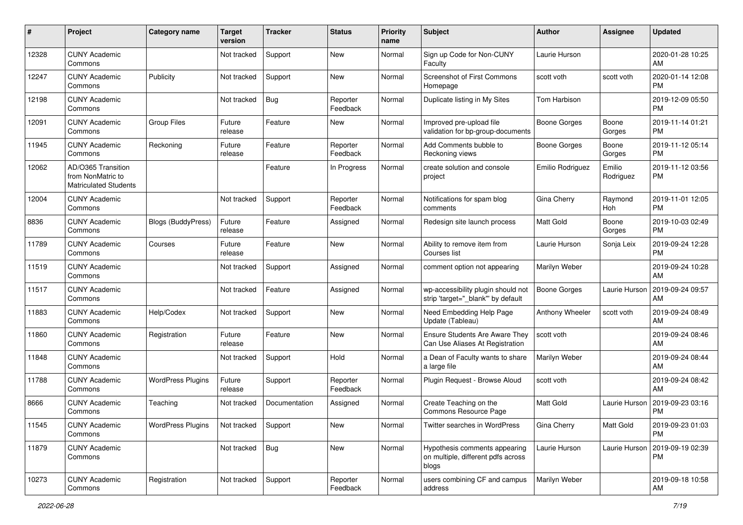| # | Project | Category name | Target version | Tracker | Status | Priority name | Subject | Author | Assignee | Updated |
|---|---|---|---|---|---|---|---|---|---|---|
| 12328 | CUNY Academic Commons | | Not tracked | Support | New | Normal | Sign up Code for Non-CUNY Faculty | Laurie Hurson | | 2020-01-28 10:25 AM |
| 12247 | CUNY Academic Commons | Publicity | Not tracked | Support | New | Normal | Screenshot of First Commons Homepage | scott voth | scott voth | 2020-01-14 12:08 PM |
| 12198 | CUNY Academic Commons | | Not tracked | Bug | Reporter Feedback | Normal | Duplicate listing in My Sites | Tom Harbison | | 2019-12-09 05:50 PM |
| 12091 | CUNY Academic Commons | Group Files | Future release | Feature | New | Normal | Improved pre-upload file validation for bp-group-documents | Boone Gorges | Boone Gorges | 2019-11-14 01:21 PM |
| 11945 | CUNY Academic Commons | Reckoning | Future release | Feature | Reporter Feedback | Normal | Add Comments bubble to Reckoning views | Boone Gorges | Boone Gorges | 2019-11-12 05:14 PM |
| 12062 | AD/O365 Transition from NonMatric to Matriculated Students | | | Feature | In Progress | Normal | create solution and console project | Emilio Rodriguez | Emilio Rodriguez | 2019-11-12 03:56 PM |
| 12004 | CUNY Academic Commons | | Not tracked | Support | Reporter Feedback | Normal | Notifications for spam blog comments | Gina Cherry | Raymond Hoh | 2019-11-01 12:05 PM |
| 8836 | CUNY Academic Commons | Blogs (BuddyPress) | Future release | Feature | Assigned | Normal | Redesign site launch process | Matt Gold | Boone Gorges | 2019-10-03 02:49 PM |
| 11789 | CUNY Academic Commons | Courses | Future release | Feature | New | Normal | Ability to remove item from Courses list | Laurie Hurson | Sonja Leix | 2019-09-24 12:28 PM |
| 11519 | CUNY Academic Commons | | Not tracked | Support | Assigned | Normal | comment option not appearing | Marilyn Weber | | 2019-09-24 10:28 AM |
| 11517 | CUNY Academic Commons | | Not tracked | Feature | Assigned | Normal | wp-accessibility plugin should not strip 'target="_blank"' by default | Boone Gorges | Laurie Hurson | 2019-09-24 09:57 AM |
| 11883 | CUNY Academic Commons | Help/Codex | Not tracked | Support | New | Normal | Need Embedding Help Page Update (Tableau) | Anthony Wheeler | scott voth | 2019-09-24 08:49 AM |
| 11860 | CUNY Academic Commons | Registration | Future release | Feature | New | Normal | Ensure Students Are Aware They Can Use Aliases At Registration | scott voth | | 2019-09-24 08:46 AM |
| 11848 | CUNY Academic Commons | | Not tracked | Support | Hold | Normal | a Dean of Faculty wants to share a large file | Marilyn Weber | | 2019-09-24 08:44 AM |
| 11788 | CUNY Academic Commons | WordPress Plugins | Future release | Support | Reporter Feedback | Normal | Plugin Request - Browse Aloud | scott voth | | 2019-09-24 08:42 AM |
| 8666 | CUNY Academic Commons | Teaching | Not tracked | Documentation | Assigned | Normal | Create Teaching on the Commons Resource Page | Matt Gold | Laurie Hurson | 2019-09-23 03:16 PM |
| 11545 | CUNY Academic Commons | WordPress Plugins | Not tracked | Support | New | Normal | Twitter searches in WordPress | Gina Cherry | Matt Gold | 2019-09-23 01:03 PM |
| 11879 | CUNY Academic Commons | | Not tracked | Bug | New | Normal | Hypothesis comments appearing on multiple, different pdfs across blogs | Laurie Hurson | Laurie Hurson | 2019-09-19 02:39 PM |
| 10273 | CUNY Academic Commons | Registration | Not tracked | Support | Reporter Feedback | Normal | users combining CF and campus address | Marilyn Weber | | 2019-09-18 10:58 AM |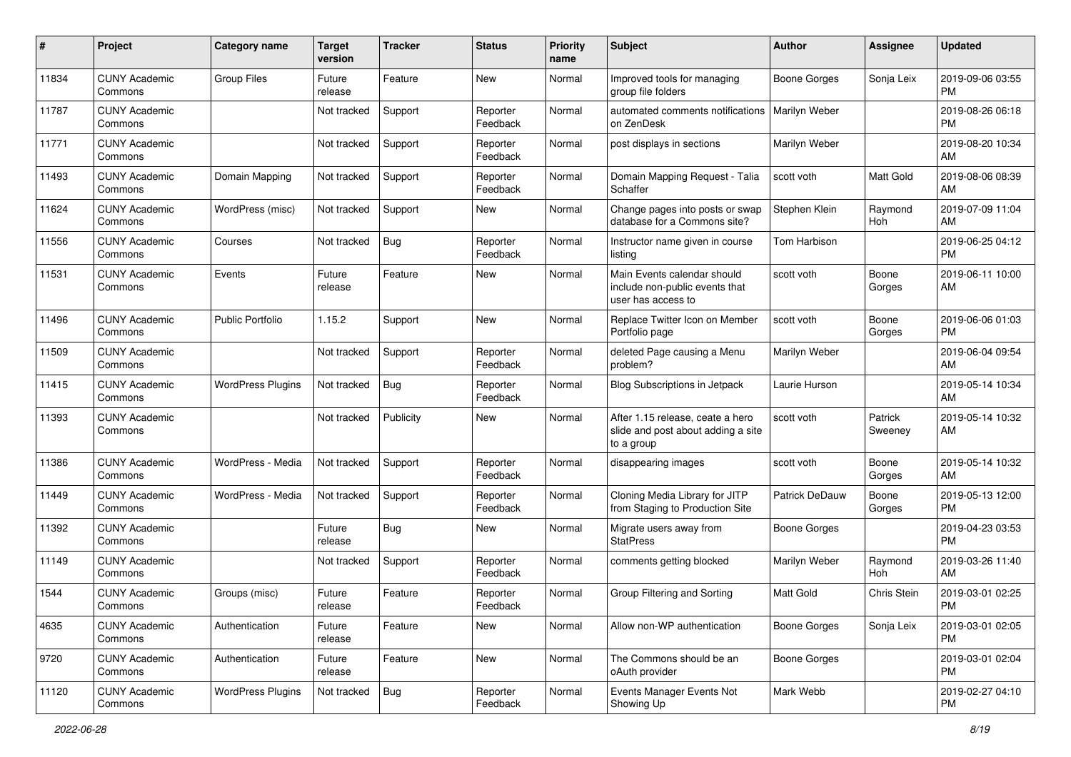| # | Project | Category name | Target version | Tracker | Status | Priority name | Subject | Author | Assignee | Updated |
|---|---|---|---|---|---|---|---|---|---|---|
| 11834 | CUNY Academic Commons | Group Files | Future release | Feature | New | Normal | Improved tools for managing group file folders | Boone Gorges | Sonja Leix | 2019-09-06 03:55 PM |
| 11787 | CUNY Academic Commons | | Not tracked | Support | Reporter Feedback | Normal | automated comments notifications on ZenDesk | Marilyn Weber | | 2019-08-26 06:18 PM |
| 11771 | CUNY Academic Commons | | Not tracked | Support | Reporter Feedback | Normal | post displays in sections | Marilyn Weber | | 2019-08-20 10:34 AM |
| 11493 | CUNY Academic Commons | Domain Mapping | Not tracked | Support | Reporter Feedback | Normal | Domain Mapping Request - Talia Schaffer | scott voth | Matt Gold | 2019-08-06 08:39 AM |
| 11624 | CUNY Academic Commons | WordPress (misc) | Not tracked | Support | New | Normal | Change pages into posts or swap database for a Commons site? | Stephen Klein | Raymond Hoh | 2019-07-09 11:04 AM |
| 11556 | CUNY Academic Commons | Courses | Not tracked | Bug | Reporter Feedback | Normal | Instructor name given in course listing | Tom Harbison | | 2019-06-25 04:12 PM |
| 11531 | CUNY Academic Commons | Events | Future release | Feature | New | Normal | Main Events calendar should include non-public events that user has access to | scott voth | Boone Gorges | 2019-06-11 10:00 AM |
| 11496 | CUNY Academic Commons | Public Portfolio | 1.15.2 | Support | New | Normal | Replace Twitter Icon on Member Portfolio page | scott voth | Boone Gorges | 2019-06-06 01:03 PM |
| 11509 | CUNY Academic Commons | | Not tracked | Support | Reporter Feedback | Normal | deleted Page causing a Menu problem? | Marilyn Weber | | 2019-06-04 09:54 AM |
| 11415 | CUNY Academic Commons | WordPress Plugins | Not tracked | Bug | Reporter Feedback | Normal | Blog Subscriptions in Jetpack | Laurie Hurson | | 2019-05-14 10:34 AM |
| 11393 | CUNY Academic Commons | | Not tracked | Publicity | New | Normal | After 1.15 release, ceate a hero slide and post about adding a site to a group | scott voth | Patrick Sweeney | 2019-05-14 10:32 AM |
| 11386 | CUNY Academic Commons | WordPress - Media | Not tracked | Support | Reporter Feedback | Normal | disappearing images | scott voth | Boone Gorges | 2019-05-14 10:32 AM |
| 11449 | CUNY Academic Commons | WordPress - Media | Not tracked | Support | Reporter Feedback | Normal | Cloning Media Library for JITP from Staging to Production Site | Patrick DeDauw | Boone Gorges | 2019-05-13 12:00 PM |
| 11392 | CUNY Academic Commons | | Future release | Bug | New | Normal | Migrate users away from StatPress | Boone Gorges | | 2019-04-23 03:53 PM |
| 11149 | CUNY Academic Commons | | Not tracked | Support | Reporter Feedback | Normal | comments getting blocked | Marilyn Weber | Raymond Hoh | 2019-03-26 11:40 AM |
| 1544 | CUNY Academic Commons | Groups (misc) | Future release | Feature | Reporter Feedback | Normal | Group Filtering and Sorting | Matt Gold | Chris Stein | 2019-03-01 02:25 PM |
| 4635 | CUNY Academic Commons | Authentication | Future release | Feature | New | Normal | Allow non-WP authentication | Boone Gorges | Sonja Leix | 2019-03-01 02:05 PM |
| 9720 | CUNY Academic Commons | Authentication | Future release | Feature | New | Normal | The Commons should be an oAuth provider | Boone Gorges | | 2019-03-01 02:04 PM |
| 11120 | CUNY Academic Commons | WordPress Plugins | Not tracked | Bug | Reporter Feedback | Normal | Events Manager Events Not Showing Up | Mark Webb | | 2019-02-27 04:10 PM |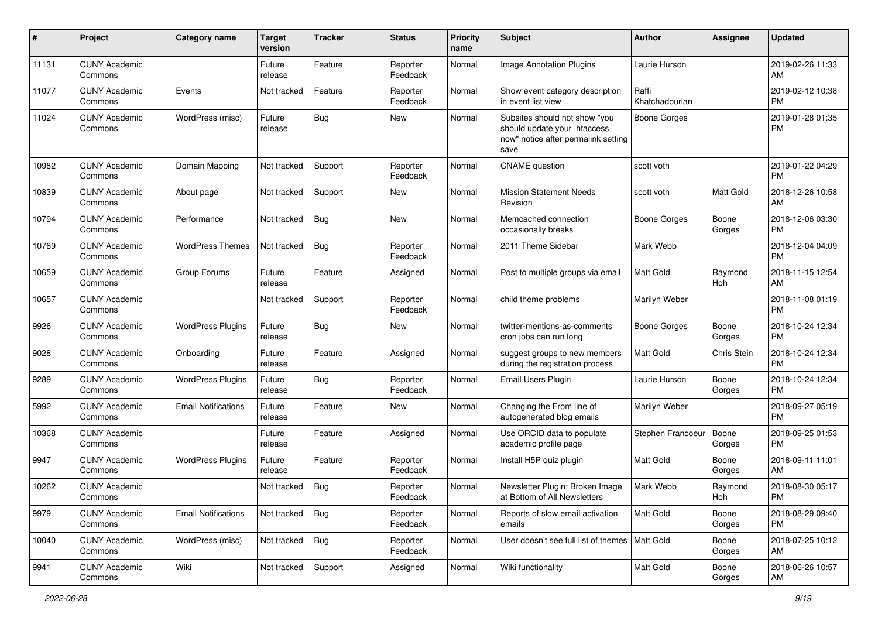| # | Project | Category name | Target version | Tracker | Status | Priority name | Subject | Author | Assignee | Updated |
|---|---|---|---|---|---|---|---|---|---|---|
| 11131 | CUNY Academic Commons | | Future release | Feature | Reporter Feedback | Normal | Image Annotation Plugins | Laurie Hurson | | 2019-02-26 11:33 AM |
| 11077 | CUNY Academic Commons | Events | Not tracked | Feature | Reporter Feedback | Normal | Show event category description in event list view | Raffi Khatchadourian | | 2019-02-12 10:38 PM |
| 11024 | CUNY Academic Commons | WordPress (misc) | Future release | Bug | New | Normal | Subsites should not show "you should update your .htaccess now" notice after permalink setting save | Boone Gorges | | 2019-01-28 01:35 PM |
| 10982 | CUNY Academic Commons | Domain Mapping | Not tracked | Support | Reporter Feedback | Normal | CNAME question | scott voth | | 2019-01-22 04:29 PM |
| 10839 | CUNY Academic Commons | About page | Not tracked | Support | New | Normal | Mission Statement Needs Revision | scott voth | Matt Gold | 2018-12-26 10:58 AM |
| 10794 | CUNY Academic Commons | Performance | Not tracked | Bug | New | Normal | Memcached connection occasionally breaks | Boone Gorges | Boone Gorges | 2018-12-06 03:30 PM |
| 10769 | CUNY Academic Commons | WordPress Themes | Not tracked | Bug | Reporter Feedback | Normal | 2011 Theme Sidebar | Mark Webb | | 2018-12-04 04:09 PM |
| 10659 | CUNY Academic Commons | Group Forums | Future release | Feature | Assigned | Normal | Post to multiple groups via email | Matt Gold | Raymond Hoh | 2018-11-15 12:54 AM |
| 10657 | CUNY Academic Commons | | Not tracked | Support | Reporter Feedback | Normal | child theme problems | Marilyn Weber | | 2018-11-08 01:19 PM |
| 9926 | CUNY Academic Commons | WordPress Plugins | Future release | Bug | New | Normal | twitter-mentions-as-comments cron jobs can run long | Boone Gorges | Boone Gorges | 2018-10-24 12:34 PM |
| 9028 | CUNY Academic Commons | Onboarding | Future release | Feature | Assigned | Normal | suggest groups to new members during the registration process | Matt Gold | Chris Stein | 2018-10-24 12:34 PM |
| 9289 | CUNY Academic Commons | WordPress Plugins | Future release | Bug | Reporter Feedback | Normal | Email Users Plugin | Laurie Hurson | Boone Gorges | 2018-10-24 12:34 PM |
| 5992 | CUNY Academic Commons | Email Notifications | Future release | Feature | New | Normal | Changing the From line of autogenerated blog emails | Marilyn Weber | | 2018-09-27 05:19 PM |
| 10368 | CUNY Academic Commons | | Future release | Feature | Assigned | Normal | Use ORCID data to populate academic profile page | Stephen Francoeur | Boone Gorges | 2018-09-25 01:53 PM |
| 9947 | CUNY Academic Commons | WordPress Plugins | Future release | Feature | Reporter Feedback | Normal | Install H5P quiz plugin | Matt Gold | Boone Gorges | 2018-09-11 11:01 AM |
| 10262 | CUNY Academic Commons | | Not tracked | Bug | Reporter Feedback | Normal | Newsletter Plugin: Broken Image at Bottom of All Newsletters | Mark Webb | Raymond Hoh | 2018-08-30 05:17 PM |
| 9979 | CUNY Academic Commons | Email Notifications | Not tracked | Bug | Reporter Feedback | Normal | Reports of slow email activation emails | Matt Gold | Boone Gorges | 2018-08-29 09:40 PM |
| 10040 | CUNY Academic Commons | WordPress (misc) | Not tracked | Bug | Reporter Feedback | Normal | User doesn't see full list of themes | Matt Gold | Boone Gorges | 2018-07-25 10:12 AM |
| 9941 | CUNY Academic Commons | Wiki | Not tracked | Support | Assigned | Normal | Wiki functionality | Matt Gold | Boone Gorges | 2018-06-26 10:57 AM |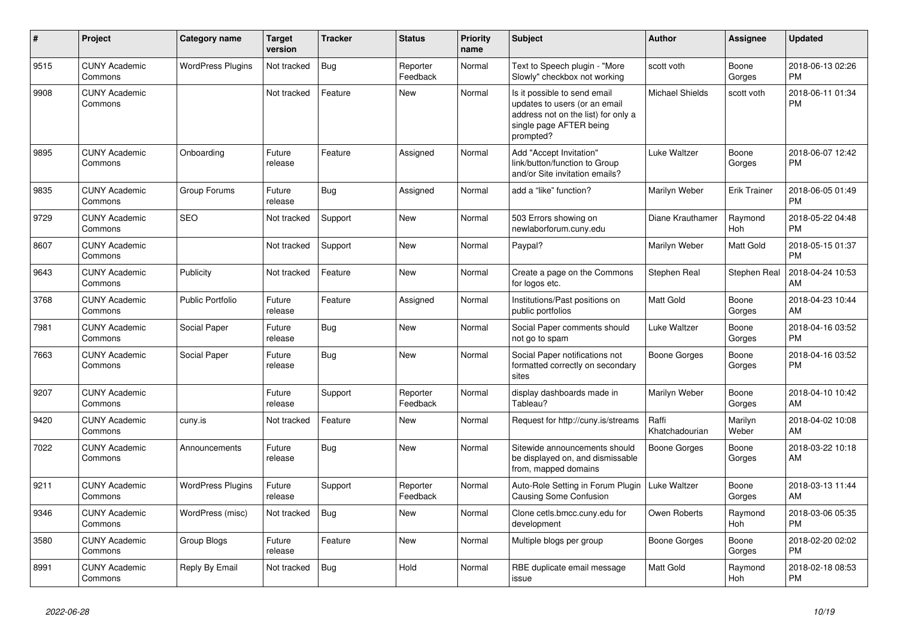| # | Project | Category name | Target version | Tracker | Status | Priority name | Subject | Author | Assignee | Updated |
|---|---|---|---|---|---|---|---|---|---|---|
| 9515 | CUNY Academic Commons | WordPress Plugins | Not tracked | Bug | Reporter Feedback | Normal | Text to Speech plugin - "More Slowly" checkbox not working | scott voth | Boone Gorges | 2018-06-13 02:26 PM |
| 9908 | CUNY Academic Commons | | Not tracked | Feature | New | Normal | Is it possible to send email updates to users (or an email address not on the list) for only a single page AFTER being prompted? | Michael Shields | scott voth | 2018-06-11 01:34 PM |
| 9895 | CUNY Academic Commons | Onboarding | Future release | Feature | Assigned | Normal | Add "Accept Invitation" link/button/function to Group and/or Site invitation emails? | Luke Waltzer | Boone Gorges | 2018-06-07 12:42 PM |
| 9835 | CUNY Academic Commons | Group Forums | Future release | Bug | Assigned | Normal | add a "like" function? | Marilyn Weber | Erik Trainer | 2018-06-05 01:49 PM |
| 9729 | CUNY Academic Commons | SEO | Not tracked | Support | New | Normal | 503 Errors showing on newlaborforum.cuny.edu | Diane Krauthamer | Raymond Hoh | 2018-05-22 04:48 PM |
| 8607 | CUNY Academic Commons | | Not tracked | Support | New | Normal | Paypal? | Marilyn Weber | Matt Gold | 2018-05-15 01:37 PM |
| 9643 | CUNY Academic Commons | Publicity | Not tracked | Feature | New | Normal | Create a page on the Commons for logos etc. | Stephen Real | Stephen Real | 2018-04-24 10:53 AM |
| 3768 | CUNY Academic Commons | Public Portfolio | Future release | Feature | Assigned | Normal | Institutions/Past positions on public portfolios | Matt Gold | Boone Gorges | 2018-04-23 10:44 AM |
| 7981 | CUNY Academic Commons | Social Paper | Future release | Bug | New | Normal | Social Paper comments should not go to spam | Luke Waltzer | Boone Gorges | 2018-04-16 03:52 PM |
| 7663 | CUNY Academic Commons | Social Paper | Future release | Bug | New | Normal | Social Paper notifications not formatted correctly on secondary sites | Boone Gorges | Boone Gorges | 2018-04-16 03:52 PM |
| 9207 | CUNY Academic Commons | | Future release | Support | Reporter Feedback | Normal | display dashboards made in Tableau? | Marilyn Weber | Boone Gorges | 2018-04-10 10:42 AM |
| 9420 | CUNY Academic Commons | cuny.is | Not tracked | Feature | New | Normal | Request for http://cuny.is/streams | Raffi Khatchadourian | Marilyn Weber | 2018-04-02 10:08 AM |
| 7022 | CUNY Academic Commons | Announcements | Future release | Bug | New | Normal | Sitewide announcements should be displayed on, and dismissable from, mapped domains | Boone Gorges | Boone Gorges | 2018-03-22 10:18 AM |
| 9211 | CUNY Academic Commons | WordPress Plugins | Future release | Support | Reporter Feedback | Normal | Auto-Role Setting in Forum Plugin Causing Some Confusion | Luke Waltzer | Boone Gorges | 2018-03-13 11:44 AM |
| 9346 | CUNY Academic Commons | WordPress (misc) | Not tracked | Bug | New | Normal | Clone cetls.bmcc.cuny.edu for development | Owen Roberts | Raymond Hoh | 2018-03-06 05:35 PM |
| 3580 | CUNY Academic Commons | Group Blogs | Future release | Feature | New | Normal | Multiple blogs per group | Boone Gorges | Boone Gorges | 2018-02-20 02:02 PM |
| 8991 | CUNY Academic Commons | Reply By Email | Not tracked | Bug | Hold | Normal | RBE duplicate email message issue | Matt Gold | Raymond Hoh | 2018-02-18 08:53 PM |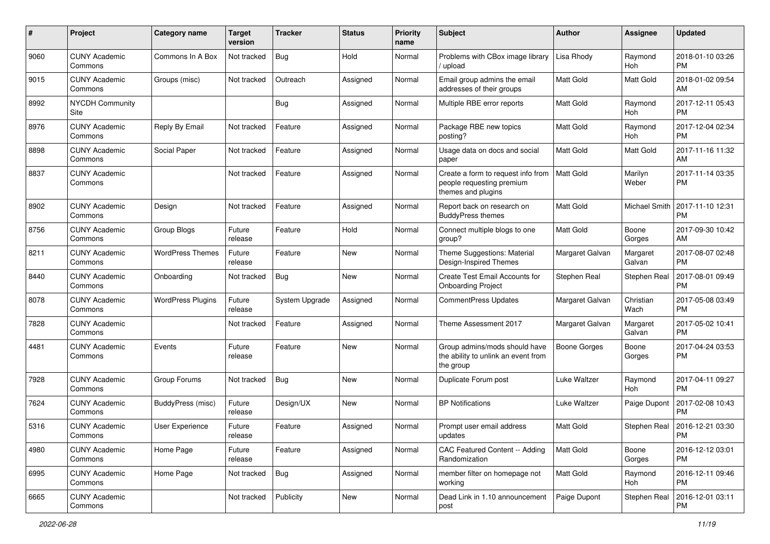| # | Project | Category name | Target version | Tracker | Status | Priority name | Subject | Author | Assignee | Updated |
|---|---|---|---|---|---|---|---|---|---|---|
| 9060 | CUNY Academic Commons | Commons In A Box | Not tracked | Bug | Hold | Normal | Problems with CBox image library / upload | Lisa Rhody | Raymond Hoh | 2018-01-10 03:26 PM |
| 9015 | CUNY Academic Commons | Groups (misc) | Not tracked | Outreach | Assigned | Normal | Email group admins the email addresses of their groups | Matt Gold | Matt Gold | 2018-01-02 09:54 AM |
| 8992 | NYCDH Community Site | | | Bug | Assigned | Normal | Multiple RBE error reports | Matt Gold | Raymond Hoh | 2017-12-11 05:43 PM |
| 8976 | CUNY Academic Commons | Reply By Email | Not tracked | Feature | Assigned | Normal | Package RBE new topics posting? | Matt Gold | Raymond Hoh | 2017-12-04 02:34 PM |
| 8898 | CUNY Academic Commons | Social Paper | Not tracked | Feature | Assigned | Normal | Usage data on docs and social paper | Matt Gold | Matt Gold | 2017-11-16 11:32 AM |
| 8837 | CUNY Academic Commons | | Not tracked | Feature | Assigned | Normal | Create a form to request info from people requesting premium themes and plugins | Matt Gold | Marilyn Weber | 2017-11-14 03:35 PM |
| 8902 | CUNY Academic Commons | Design | Not tracked | Feature | Assigned | Normal | Report back on research on BuddyPress themes | Matt Gold | Michael Smith | 2017-11-10 12:31 PM |
| 8756 | CUNY Academic Commons | Group Blogs | Future release | Feature | Hold | Normal | Connect multiple blogs to one group? | Matt Gold | Boone Gorges | 2017-09-30 10:42 AM |
| 8211 | CUNY Academic Commons | WordPress Themes | Future release | Feature | New | Normal | Theme Suggestions: Material Design-Inspired Themes | Margaret Galvan | Margaret Galvan | 2017-08-07 02:48 PM |
| 8440 | CUNY Academic Commons | Onboarding | Not tracked | Bug | New | Normal | Create Test Email Accounts for Onboarding Project | Stephen Real | Stephen Real | 2017-08-01 09:49 PM |
| 8078 | CUNY Academic Commons | WordPress Plugins | Future release | System Upgrade | Assigned | Normal | CommentPress Updates | Margaret Galvan | Christian Wach | 2017-05-08 03:49 PM |
| 7828 | CUNY Academic Commons | | Not tracked | Feature | Assigned | Normal | Theme Assessment 2017 | Margaret Galvan | Margaret Galvan | 2017-05-02 10:41 PM |
| 4481 | CUNY Academic Commons | Events | Future release | Feature | New | Normal | Group admins/mods should have the ability to unlink an event from the group | Boone Gorges | Boone Gorges | 2017-04-24 03:53 PM |
| 7928 | CUNY Academic Commons | Group Forums | Not tracked | Bug | New | Normal | Duplicate Forum post | Luke Waltzer | Raymond Hoh | 2017-04-11 09:27 PM |
| 7624 | CUNY Academic Commons | BuddyPress (misc) | Future release | Design/UX | New | Normal | BP Notifications | Luke Waltzer | Paige Dupont | 2017-02-08 10:43 PM |
| 5316 | CUNY Academic Commons | User Experience | Future release | Feature | Assigned | Normal | Prompt user email address updates | Matt Gold | Stephen Real | 2016-12-21 03:30 PM |
| 4980 | CUNY Academic Commons | Home Page | Future release | Feature | Assigned | Normal | CAC Featured Content -- Adding Randomization | Matt Gold | Boone Gorges | 2016-12-12 03:01 PM |
| 6995 | CUNY Academic Commons | Home Page | Not tracked | Bug | Assigned | Normal | member filter on homepage not working | Matt Gold | Raymond Hoh | 2016-12-11 09:46 PM |
| 6665 | CUNY Academic Commons | | Not tracked | Publicity | New | Normal | Dead Link in 1.10 announcement post | Paige Dupont | Stephen Real | 2016-12-01 03:11 PM |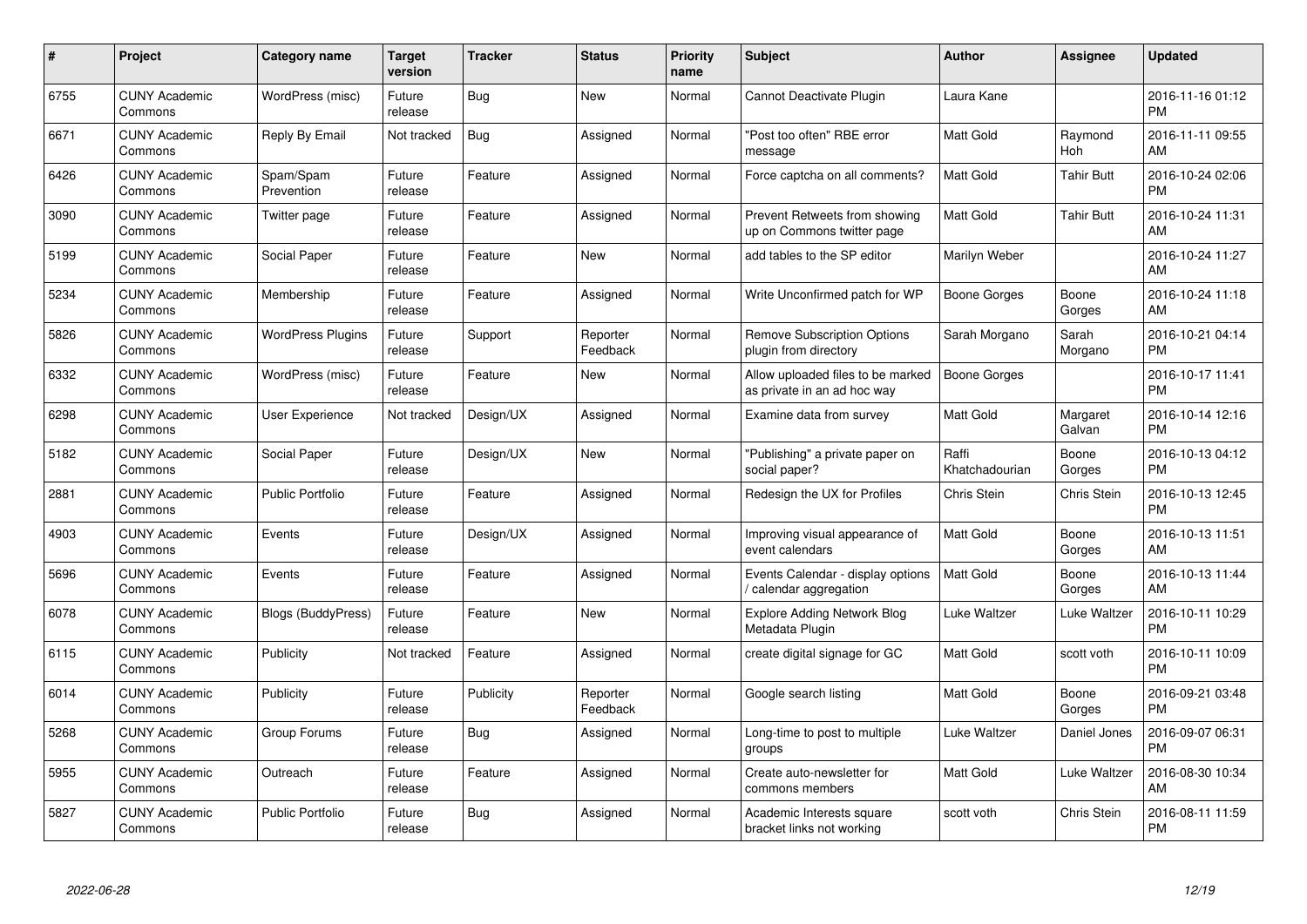| # | Project | Category name | Target version | Tracker | Status | Priority name | Subject | Author | Assignee | Updated |
|---|---|---|---|---|---|---|---|---|---|---|
| 6755 | CUNY Academic Commons | WordPress (misc) | Future release | Bug | New | Normal | Cannot Deactivate Plugin | Laura Kane | | 2016-11-16 01:12 PM |
| 6671 | CUNY Academic Commons | Reply By Email | Not tracked | Bug | Assigned | Normal | "Post too often" RBE error message | Matt Gold | Raymond Hoh | 2016-11-11 09:55 AM |
| 6426 | CUNY Academic Commons | Spam/Spam Prevention | Future release | Feature | Assigned | Normal | Force captcha on all comments? | Matt Gold | Tahir Butt | 2016-10-24 02:06 PM |
| 3090 | CUNY Academic Commons | Twitter page | Future release | Feature | Assigned | Normal | Prevent Retweets from showing up on Commons twitter page | Matt Gold | Tahir Butt | 2016-10-24 11:31 AM |
| 5199 | CUNY Academic Commons | Social Paper | Future release | Feature | New | Normal | add tables to the SP editor | Marilyn Weber | | 2016-10-24 11:27 AM |
| 5234 | CUNY Academic Commons | Membership | Future release | Feature | Assigned | Normal | Write Unconfirmed patch for WP | Boone Gorges | Boone Gorges | 2016-10-24 11:18 AM |
| 5826 | CUNY Academic Commons | WordPress Plugins | Future release | Support | Reporter Feedback | Normal | Remove Subscription Options plugin from directory | Sarah Morgano | Sarah Morgano | 2016-10-21 04:14 PM |
| 6332 | CUNY Academic Commons | WordPress (misc) | Future release | Feature | New | Normal | Allow uploaded files to be marked as private in an ad hoc way | Boone Gorges | | 2016-10-17 11:41 PM |
| 6298 | CUNY Academic Commons | User Experience | Not tracked | Design/UX | Assigned | Normal | Examine data from survey | Matt Gold | Margaret Galvan | 2016-10-14 12:16 PM |
| 5182 | CUNY Academic Commons | Social Paper | Future release | Design/UX | New | Normal | "Publishing" a private paper on social paper? | Raffi Khatchadourian | Boone Gorges | 2016-10-13 04:12 PM |
| 2881 | CUNY Academic Commons | Public Portfolio | Future release | Feature | Assigned | Normal | Redesign the UX for Profiles | Chris Stein | Chris Stein | 2016-10-13 12:45 PM |
| 4903 | CUNY Academic Commons | Events | Future release | Design/UX | Assigned | Normal | Improving visual appearance of event calendars | Matt Gold | Boone Gorges | 2016-10-13 11:51 AM |
| 5696 | CUNY Academic Commons | Events | Future release | Feature | Assigned | Normal | Events Calendar - display options / calendar aggregation | Matt Gold | Boone Gorges | 2016-10-13 11:44 AM |
| 6078 | CUNY Academic Commons | Blogs (BuddyPress) | Future release | Feature | New | Normal | Explore Adding Network Blog Metadata Plugin | Luke Waltzer | Luke Waltzer | 2016-10-11 10:29 PM |
| 6115 | CUNY Academic Commons | Publicity | Not tracked | Feature | Assigned | Normal | create digital signage for GC | Matt Gold | scott voth | 2016-10-11 10:09 PM |
| 6014 | CUNY Academic Commons | Publicity | Future release | Publicity | Reporter Feedback | Normal | Google search listing | Matt Gold | Boone Gorges | 2016-09-21 03:48 PM |
| 5268 | CUNY Academic Commons | Group Forums | Future release | Bug | Assigned | Normal | Long-time to post to multiple groups | Luke Waltzer | Daniel Jones | 2016-09-07 06:31 PM |
| 5955 | CUNY Academic Commons | Outreach | Future release | Feature | Assigned | Normal | Create auto-newsletter for commons members | Matt Gold | Luke Waltzer | 2016-08-30 10:34 AM |
| 5827 | CUNY Academic Commons | Public Portfolio | Future release | Bug | Assigned | Normal | Academic Interests square bracket links not working | scott voth | Chris Stein | 2016-08-11 11:59 PM |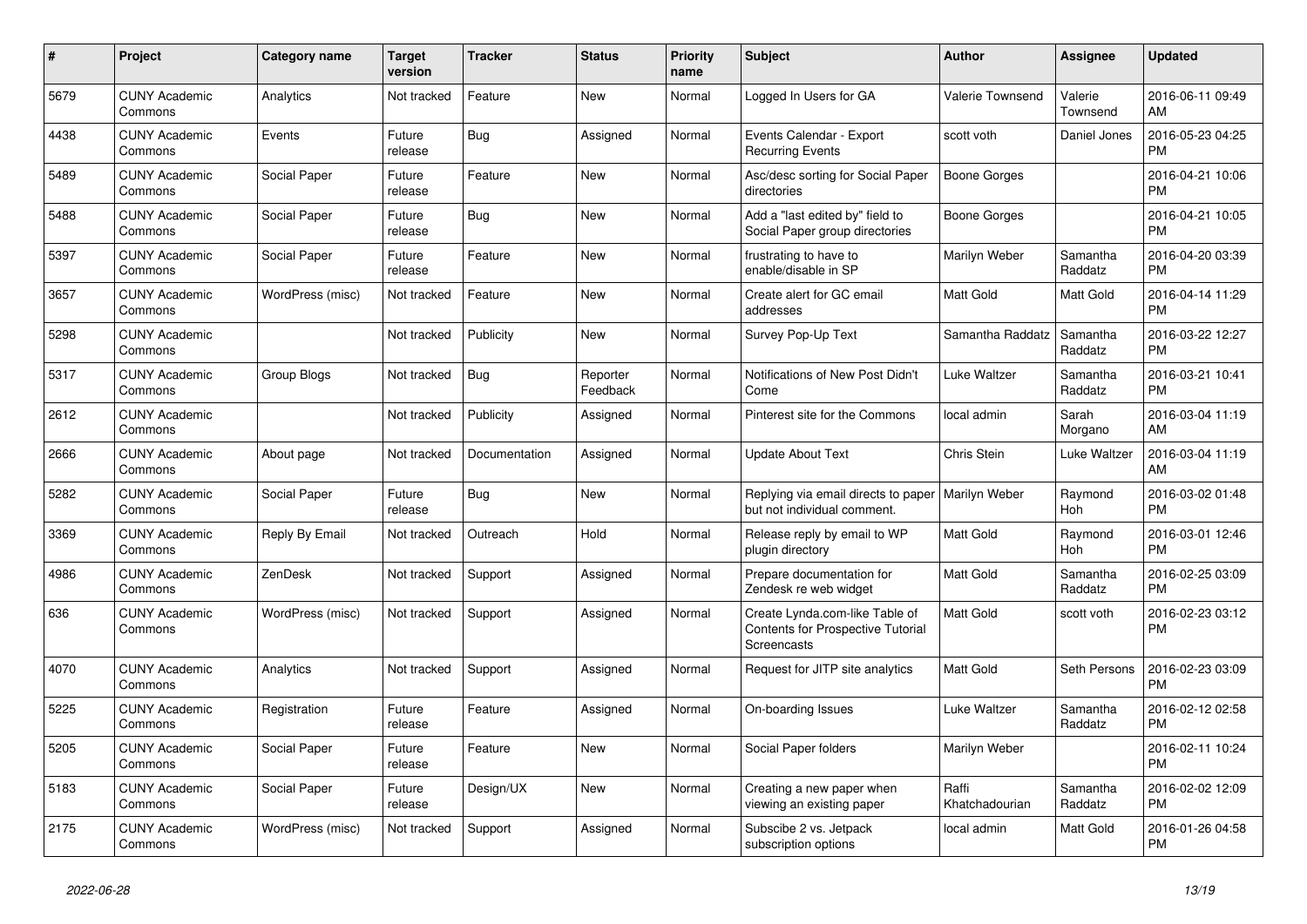| # | Project | Category name | Target version | Tracker | Status | Priority name | Subject | Author | Assignee | Updated |
|---|---|---|---|---|---|---|---|---|---|---|
| 5679 | CUNY Academic Commons | Analytics | Not tracked | Feature | New | Normal | Logged In Users for GA | Valerie Townsend | Valerie Townsend | 2016-06-11 09:49 AM |
| 4438 | CUNY Academic Commons | Events | Future release | Bug | Assigned | Normal | Events Calendar - Export Recurring Events | scott voth | Daniel Jones | 2016-05-23 04:25 PM |
| 5489 | CUNY Academic Commons | Social Paper | Future release | Feature | New | Normal | Asc/desc sorting for Social Paper directories | Boone Gorges | | 2016-04-21 10:06 PM |
| 5488 | CUNY Academic Commons | Social Paper | Future release | Bug | New | Normal | Add a "last edited by" field to Social Paper group directories | Boone Gorges | | 2016-04-21 10:05 PM |
| 5397 | CUNY Academic Commons | Social Paper | Future release | Feature | New | Normal | frustrating to have to enable/disable in SP | Marilyn Weber | Samantha Raddatz | 2016-04-20 03:39 PM |
| 3657 | CUNY Academic Commons | WordPress (misc) | Not tracked | Feature | New | Normal | Create alert for GC email addresses | Matt Gold | Matt Gold | 2016-04-14 11:29 PM |
| 5298 | CUNY Academic Commons | | Not tracked | Publicity | New | Normal | Survey Pop-Up Text | Samantha Raddatz | Samantha Raddatz | 2016-03-22 12:27 PM |
| 5317 | CUNY Academic Commons | Group Blogs | Not tracked | Bug | Reporter Feedback | Normal | Notifications of New Post Didn't Come | Luke Waltzer | Samantha Raddatz | 2016-03-21 10:41 PM |
| 2612 | CUNY Academic Commons | | Not tracked | Publicity | Assigned | Normal | Pinterest site for the Commons | local admin | Sarah Morgano | 2016-03-04 11:19 AM |
| 2666 | CUNY Academic Commons | About page | Not tracked | Documentation | Assigned | Normal | Update About Text | Chris Stein | Luke Waltzer | 2016-03-04 11:19 AM |
| 5282 | CUNY Academic Commons | Social Paper | Future release | Bug | New | Normal | Replying via email directs to paper but not individual comment. | Marilyn Weber | Raymond Hoh | 2016-03-02 01:48 PM |
| 3369 | CUNY Academic Commons | Reply By Email | Not tracked | Outreach | Hold | Normal | Release reply by email to WP plugin directory | Matt Gold | Raymond Hoh | 2016-03-01 12:46 PM |
| 4986 | CUNY Academic Commons | ZenDesk | Not tracked | Support | Assigned | Normal | Prepare documentation for Zendesk re web widget | Matt Gold | Samantha Raddatz | 2016-02-25 03:09 PM |
| 636 | CUNY Academic Commons | WordPress (misc) | Not tracked | Support | Assigned | Normal | Create Lynda.com-like Table of Contents for Prospective Tutorial Screencasts | Matt Gold | scott voth | 2016-02-23 03:12 PM |
| 4070 | CUNY Academic Commons | Analytics | Not tracked | Support | Assigned | Normal | Request for JITP site analytics | Matt Gold | Seth Persons | 2016-02-23 03:09 PM |
| 5225 | CUNY Academic Commons | Registration | Future release | Feature | Assigned | Normal | On-boarding Issues | Luke Waltzer | Samantha Raddatz | 2016-02-12 02:58 PM |
| 5205 | CUNY Academic Commons | Social Paper | Future release | Feature | New | Normal | Social Paper folders | Marilyn Weber | | 2016-02-11 10:24 PM |
| 5183 | CUNY Academic Commons | Social Paper | Future release | Design/UX | New | Normal | Creating a new paper when viewing an existing paper | Raffi Khatchadourian | Samantha Raddatz | 2016-02-02 12:09 PM |
| 2175 | CUNY Academic Commons | WordPress (misc) | Not tracked | Support | Assigned | Normal | Subscibe 2 vs. Jetpack subscription options | local admin | Matt Gold | 2016-01-26 04:58 PM |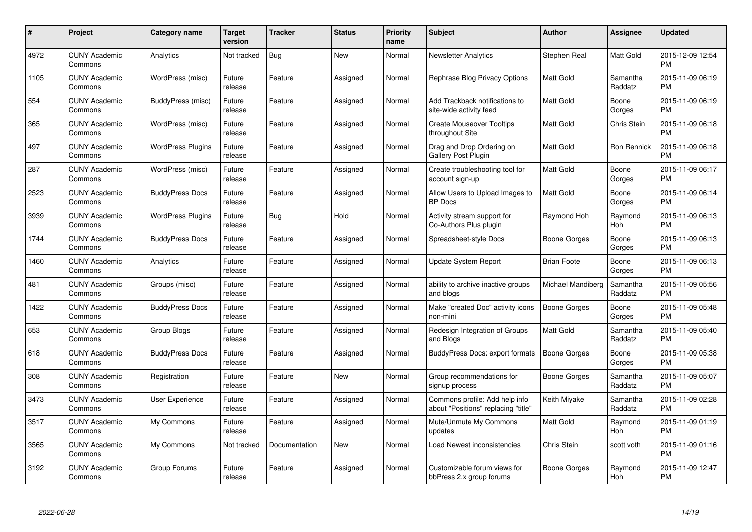| # | Project | Category name | Target version | Tracker | Status | Priority name | Subject | Author | Assignee | Updated |
|---|---|---|---|---|---|---|---|---|---|---|
| 4972 | CUNY Academic Commons | Analytics | Not tracked | Bug | New | Normal | Newsletter Analytics | Stephen Real | Matt Gold | 2015-12-09 12:54 PM |
| 1105 | CUNY Academic Commons | WordPress (misc) | Future release | Feature | Assigned | Normal | Rephrase Blog Privacy Options | Matt Gold | Samantha Raddatz | 2015-11-09 06:19 PM |
| 554 | CUNY Academic Commons | BuddyPress (misc) | Future release | Feature | Assigned | Normal | Add Trackback notifications to site-wide activity feed | Matt Gold | Boone Gorges | 2015-11-09 06:19 PM |
| 365 | CUNY Academic Commons | WordPress (misc) | Future release | Feature | Assigned | Normal | Create Mouseover Tooltips throughout Site | Matt Gold | Chris Stein | 2015-11-09 06:18 PM |
| 497 | CUNY Academic Commons | WordPress Plugins | Future release | Feature | Assigned | Normal | Drag and Drop Ordering on Gallery Post Plugin | Matt Gold | Ron Rennick | 2015-11-09 06:18 PM |
| 287 | CUNY Academic Commons | WordPress (misc) | Future release | Feature | Assigned | Normal | Create troubleshooting tool for account sign-up | Matt Gold | Boone Gorges | 2015-11-09 06:17 PM |
| 2523 | CUNY Academic Commons | BuddyPress Docs | Future release | Feature | Assigned | Normal | Allow Users to Upload Images to BP Docs | Matt Gold | Boone Gorges | 2015-11-09 06:14 PM |
| 3939 | CUNY Academic Commons | WordPress Plugins | Future release | Bug | Hold | Normal | Activity stream support for Co-Authors Plus plugin | Raymond Hoh | Raymond Hoh | 2015-11-09 06:13 PM |
| 1744 | CUNY Academic Commons | BuddyPress Docs | Future release | Feature | Assigned | Normal | Spreadsheet-style Docs | Boone Gorges | Boone Gorges | 2015-11-09 06:13 PM |
| 1460 | CUNY Academic Commons | Analytics | Future release | Feature | Assigned | Normal | Update System Report | Brian Foote | Boone Gorges | 2015-11-09 06:13 PM |
| 481 | CUNY Academic Commons | Groups (misc) | Future release | Feature | Assigned | Normal | ability to archive inactive groups and blogs | Michael Mandiberg | Samantha Raddatz | 2015-11-09 05:56 PM |
| 1422 | CUNY Academic Commons | BuddyPress Docs | Future release | Feature | Assigned | Normal | Make "created Doc" activity icons non-mini | Boone Gorges | Boone Gorges | 2015-11-09 05:48 PM |
| 653 | CUNY Academic Commons | Group Blogs | Future release | Feature | Assigned | Normal | Redesign Integration of Groups and Blogs | Matt Gold | Samantha Raddatz | 2015-11-09 05:40 PM |
| 618 | CUNY Academic Commons | BuddyPress Docs | Future release | Feature | Assigned | Normal | BuddyPress Docs: export formats | Boone Gorges | Boone Gorges | 2015-11-09 05:38 PM |
| 308 | CUNY Academic Commons | Registration | Future release | Feature | New | Normal | Group recommendations for signup process | Boone Gorges | Samantha Raddatz | 2015-11-09 05:07 PM |
| 3473 | CUNY Academic Commons | User Experience | Future release | Feature | Assigned | Normal | Commons profile: Add help info about "Positions" replacing "title" | Keith Miyake | Samantha Raddatz | 2015-11-09 02:28 PM |
| 3517 | CUNY Academic Commons | My Commons | Future release | Feature | Assigned | Normal | Mute/Unmute My Commons updates | Matt Gold | Raymond Hoh | 2015-11-09 01:19 PM |
| 3565 | CUNY Academic Commons | My Commons | Not tracked | Documentation | New | Normal | Load Newest inconsistencies | Chris Stein | scott voth | 2015-11-09 01:16 PM |
| 3192 | CUNY Academic Commons | Group Forums | Future release | Feature | Assigned | Normal | Customizable forum views for bbPress 2.x group forums | Boone Gorges | Raymond Hoh | 2015-11-09 12:47 PM |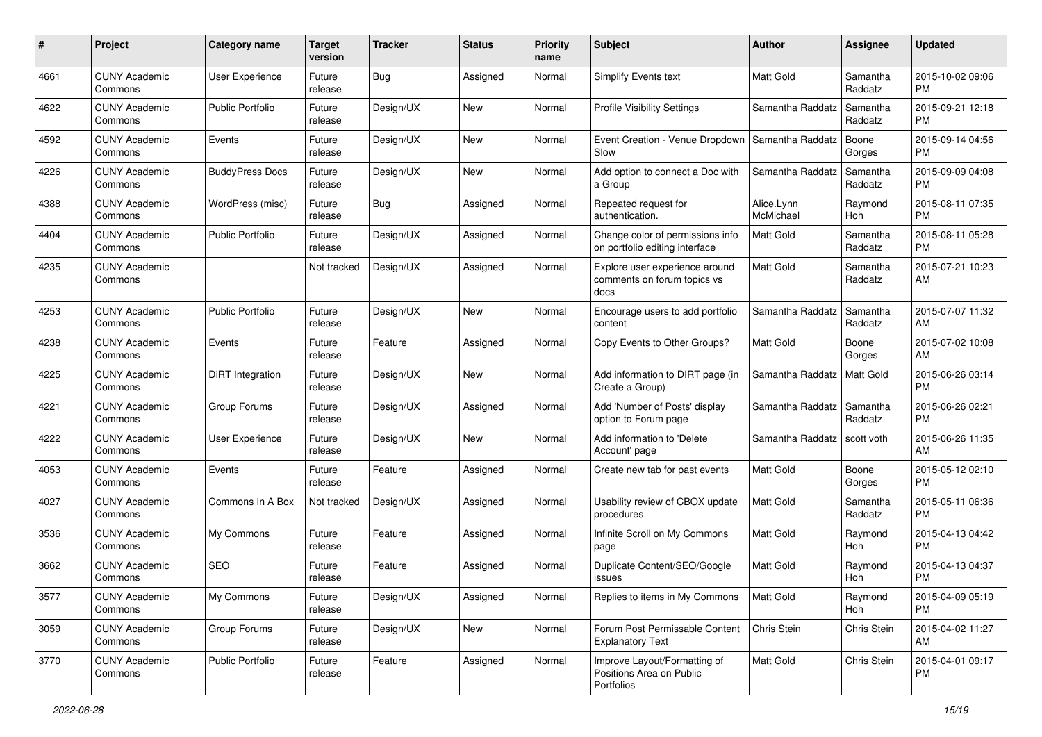| # | Project | Category name | Target version | Tracker | Status | Priority name | Subject | Author | Assignee | Updated |
|---|---|---|---|---|---|---|---|---|---|---|
| 4661 | CUNY Academic Commons | User Experience | Future release | Bug | Assigned | Normal | Simplify Events text | Matt Gold | Samantha Raddatz | 2015-10-02 09:06 PM |
| 4622 | CUNY Academic Commons | Public Portfolio | Future release | Design/UX | New | Normal | Profile Visibility Settings | Samantha Raddatz | Samantha Raddatz | 2015-09-21 12:18 PM |
| 4592 | CUNY Academic Commons | Events | Future release | Design/UX | New | Normal | Event Creation - Venue Dropdown Slow | Samantha Raddatz | Boone Gorges | 2015-09-14 04:56 PM |
| 4226 | CUNY Academic Commons | BuddyPress Docs | Future release | Design/UX | New | Normal | Add option to connect a Doc with a Group | Samantha Raddatz | Samantha Raddatz | 2015-09-09 04:08 PM |
| 4388 | CUNY Academic Commons | WordPress (misc) | Future release | Bug | Assigned | Normal | Repeated request for authentication. | Alice.Lynn McMichael | Raymond Hoh | 2015-08-11 07:35 PM |
| 4404 | CUNY Academic Commons | Public Portfolio | Future release | Design/UX | Assigned | Normal | Change color of permissions info on portfolio editing interface | Matt Gold | Samantha Raddatz | 2015-08-11 05:28 PM |
| 4235 | CUNY Academic Commons | | Not tracked | Design/UX | Assigned | Normal | Explore user experience around comments on forum topics vs docs | Matt Gold | Samantha Raddatz | 2015-07-21 10:23 AM |
| 4253 | CUNY Academic Commons | Public Portfolio | Future release | Design/UX | New | Normal | Encourage users to add portfolio content | Samantha Raddatz | Samantha Raddatz | 2015-07-07 11:32 AM |
| 4238 | CUNY Academic Commons | Events | Future release | Feature | Assigned | Normal | Copy Events to Other Groups? | Matt Gold | Boone Gorges | 2015-07-02 10:08 AM |
| 4225 | CUNY Academic Commons | DiRT Integration | Future release | Design/UX | New | Normal | Add information to DIRT page (in Create a Group) | Samantha Raddatz | Matt Gold | 2015-06-26 03:14 PM |
| 4221 | CUNY Academic Commons | Group Forums | Future release | Design/UX | Assigned | Normal | Add 'Number of Posts' display option to Forum page | Samantha Raddatz | Samantha Raddatz | 2015-06-26 02:21 PM |
| 4222 | CUNY Academic Commons | User Experience | Future release | Design/UX | New | Normal | Add information to 'Delete Account' page | Samantha Raddatz | scott voth | 2015-06-26 11:35 AM |
| 4053 | CUNY Academic Commons | Events | Future release | Feature | Assigned | Normal | Create new tab for past events | Matt Gold | Boone Gorges | 2015-05-12 02:10 PM |
| 4027 | CUNY Academic Commons | Commons In A Box | Not tracked | Design/UX | Assigned | Normal | Usability review of CBOX update procedures | Matt Gold | Samantha Raddatz | 2015-05-11 06:36 PM |
| 3536 | CUNY Academic Commons | My Commons | Future release | Feature | Assigned | Normal | Infinite Scroll on My Commons page | Matt Gold | Raymond Hoh | 2015-04-13 04:42 PM |
| 3662 | CUNY Academic Commons | SEO | Future release | Feature | Assigned | Normal | Duplicate Content/SEO/Google issues | Matt Gold | Raymond Hoh | 2015-04-13 04:37 PM |
| 3577 | CUNY Academic Commons | My Commons | Future release | Design/UX | Assigned | Normal | Replies to items in My Commons | Matt Gold | Raymond Hoh | 2015-04-09 05:19 PM |
| 3059 | CUNY Academic Commons | Group Forums | Future release | Design/UX | New | Normal | Forum Post Permissable Content Explanatory Text | Chris Stein | Chris Stein | 2015-04-02 11:27 AM |
| 3770 | CUNY Academic Commons | Public Portfolio | Future release | Feature | Assigned | Normal | Improve Layout/Formatting of Positions Area on Public Portfolios | Matt Gold | Chris Stein | 2015-04-01 09:17 PM |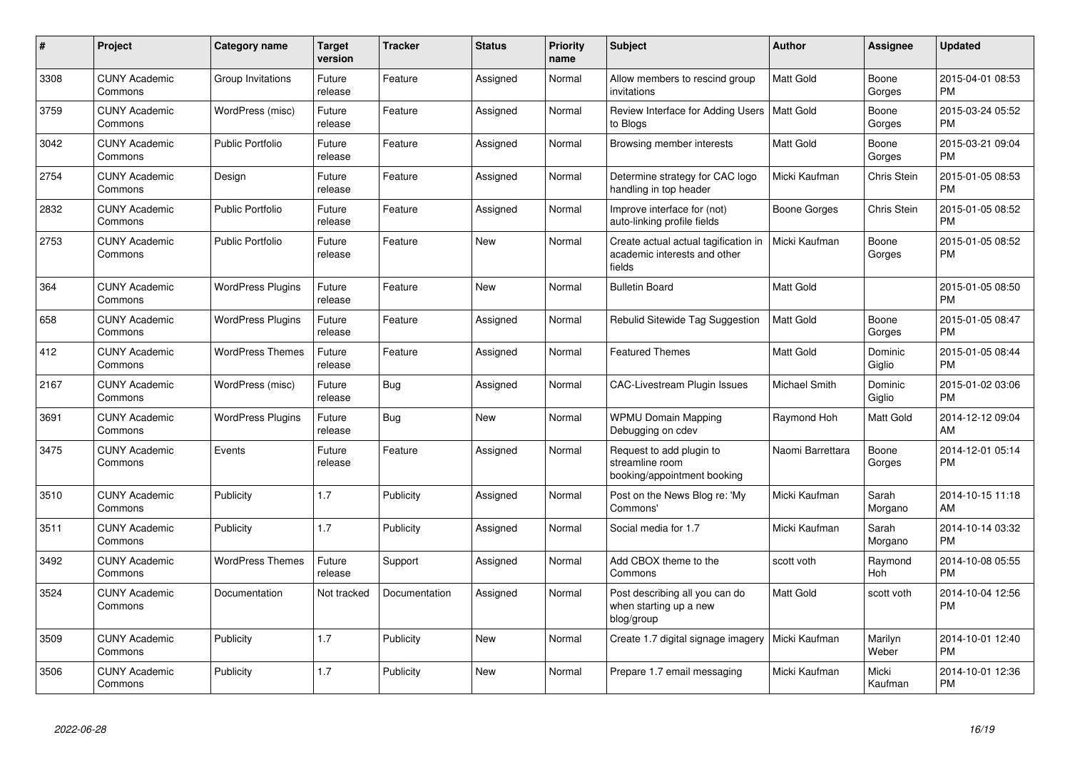| # | Project | Category name | Target version | Tracker | Status | Priority name | Subject | Author | Assignee | Updated |
|---|---|---|---|---|---|---|---|---|---|---|
| 3308 | CUNY Academic Commons | Group Invitations | Future release | Feature | Assigned | Normal | Allow members to rescind group invitations | Matt Gold | Boone Gorges | 2015-04-01 08:53 PM |
| 3759 | CUNY Academic Commons | WordPress (misc) | Future release | Feature | Assigned | Normal | Review Interface for Adding Users to Blogs | Matt Gold | Boone Gorges | 2015-03-24 05:52 PM |
| 3042 | CUNY Academic Commons | Public Portfolio | Future release | Feature | Assigned | Normal | Browsing member interests | Matt Gold | Boone Gorges | 2015-03-21 09:04 PM |
| 2754 | CUNY Academic Commons | Design | Future release | Feature | Assigned | Normal | Determine strategy for CAC logo handling in top header | Micki Kaufman | Chris Stein | 2015-01-05 08:53 PM |
| 2832 | CUNY Academic Commons | Public Portfolio | Future release | Feature | Assigned | Normal | Improve interface for (not) auto-linking profile fields | Boone Gorges | Chris Stein | 2015-01-05 08:52 PM |
| 2753 | CUNY Academic Commons | Public Portfolio | Future release | Feature | New | Normal | Create actual actual tagification in academic interests and other fields | Micki Kaufman | Boone Gorges | 2015-01-05 08:52 PM |
| 364 | CUNY Academic Commons | WordPress Plugins | Future release | Feature | New | Normal | Bulletin Board | Matt Gold | | 2015-01-05 08:50 PM |
| 658 | CUNY Academic Commons | WordPress Plugins | Future release | Feature | Assigned | Normal | Rebulid Sitewide Tag Suggestion | Matt Gold | Boone Gorges | 2015-01-05 08:47 PM |
| 412 | CUNY Academic Commons | WordPress Themes | Future release | Feature | Assigned | Normal | Featured Themes | Matt Gold | Dominic Giglio | 2015-01-05 08:44 PM |
| 2167 | CUNY Academic Commons | WordPress (misc) | Future release | Bug | Assigned | Normal | CAC-Livestream Plugin Issues | Michael Smith | Dominic Giglio | 2015-01-02 03:06 PM |
| 3691 | CUNY Academic Commons | WordPress Plugins | Future release | Bug | New | Normal | WPMU Domain Mapping Debugging on cdev | Raymond Hoh | Matt Gold | 2014-12-12 09:04 AM |
| 3475 | CUNY Academic Commons | Events | Future release | Feature | Assigned | Normal | Request to add plugin to streamline room booking/appointment booking | Naomi Barrettara | Boone Gorges | 2014-12-01 05:14 PM |
| 3510 | CUNY Academic Commons | Publicity | 1.7 | Publicity | Assigned | Normal | Post on the News Blog re: 'My Commons' | Micki Kaufman | Sarah Morgano | 2014-10-15 11:18 AM |
| 3511 | CUNY Academic Commons | Publicity | 1.7 | Publicity | Assigned | Normal | Social media for 1.7 | Micki Kaufman | Sarah Morgano | 2014-10-14 03:32 PM |
| 3492 | CUNY Academic Commons | WordPress Themes | Future release | Support | Assigned | Normal | Add CBOX theme to the Commons | scott voth | Raymond Hoh | 2014-10-08 05:55 PM |
| 3524 | CUNY Academic Commons | Documentation | Not tracked | Documentation | Assigned | Normal | Post describing all you can do when starting up a new blog/group | Matt Gold | scott voth | 2014-10-04 12:56 PM |
| 3509 | CUNY Academic Commons | Publicity | 1.7 | Publicity | New | Normal | Create 1.7 digital signage imagery | Micki Kaufman | Marilyn Weber | 2014-10-01 12:40 PM |
| 3506 | CUNY Academic Commons | Publicity | 1.7 | Publicity | New | Normal | Prepare 1.7 email messaging | Micki Kaufman | Micki Kaufman | 2014-10-01 12:36 PM |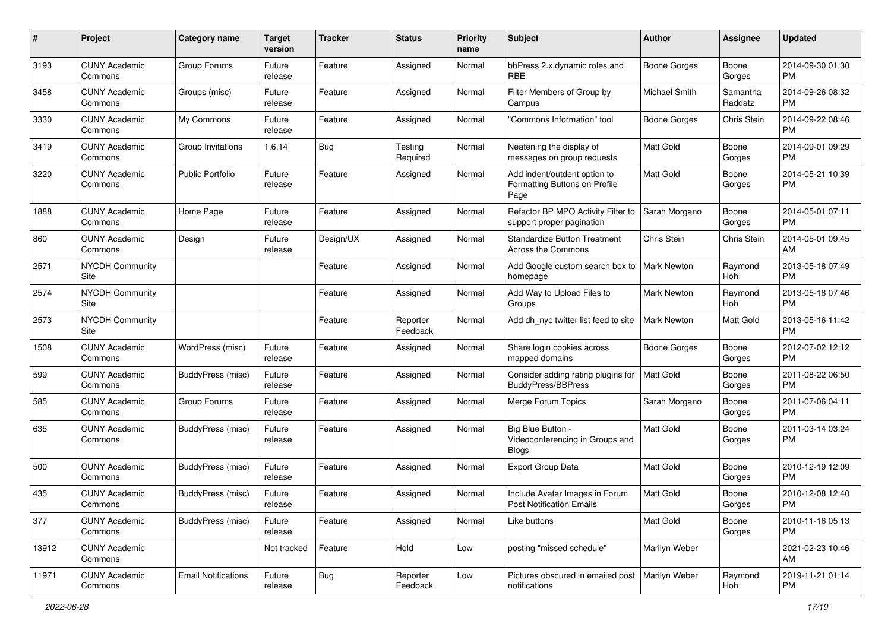| # | Project | Category name | Target version | Tracker | Status | Priority name | Subject | Author | Assignee | Updated |
| --- | --- | --- | --- | --- | --- | --- | --- | --- | --- | --- |
| 3193 | CUNY Academic Commons | Group Forums | Future release | Feature | Assigned | Normal | bbPress 2.x dynamic roles and RBE | Boone Gorges | Boone Gorges | 2014-09-30 01:30 PM |
| 3458 | CUNY Academic Commons | Groups (misc) | Future release | Feature | Assigned | Normal | Filter Members of Group by Campus | Michael Smith | Samantha Raddatz | 2014-09-26 08:32 PM |
| 3330 | CUNY Academic Commons | My Commons | Future release | Feature | Assigned | Normal | "Commons Information" tool | Boone Gorges | Chris Stein | 2014-09-22 08:46 PM |
| 3419 | CUNY Academic Commons | Group Invitations | 1.6.14 | Bug | Testing Required | Normal | Neatening the display of messages on group requests | Matt Gold | Boone Gorges | 2014-09-01 09:29 PM |
| 3220 | CUNY Academic Commons | Public Portfolio | Future release | Feature | Assigned | Normal | Add indent/outdent option to Formatting Buttons on Profile Page | Matt Gold | Boone Gorges | 2014-05-21 10:39 PM |
| 1888 | CUNY Academic Commons | Home Page | Future release | Feature | Assigned | Normal | Refactor BP MPO Activity Filter to support proper pagination | Sarah Morgano | Boone Gorges | 2014-05-01 07:11 PM |
| 860 | CUNY Academic Commons | Design | Future release | Design/UX | Assigned | Normal | Standardize Button Treatment Across the Commons | Chris Stein | Chris Stein | 2014-05-01 09:45 AM |
| 2571 | NYCDH Community Site | | | Feature | Assigned | Normal | Add Google custom search box to homepage | Mark Newton | Raymond Hoh | 2013-05-18 07:49 PM |
| 2574 | NYCDH Community Site | | | Feature | Assigned | Normal | Add Way to Upload Files to Groups | Mark Newton | Raymond Hoh | 2013-05-18 07:46 PM |
| 2573 | NYCDH Community Site | | | Feature | Reporter Feedback | Normal | Add dh_nyc twitter list feed to site | Mark Newton | Matt Gold | 2013-05-16 11:42 PM |
| 1508 | CUNY Academic Commons | WordPress (misc) | Future release | Feature | Assigned | Normal | Share login cookies across mapped domains | Boone Gorges | Boone Gorges | 2012-07-02 12:12 PM |
| 599 | CUNY Academic Commons | BuddyPress (misc) | Future release | Feature | Assigned | Normal | Consider adding rating plugins for BuddyPress/BBPress | Matt Gold | Boone Gorges | 2011-08-22 06:50 PM |
| 585 | CUNY Academic Commons | Group Forums | Future release | Feature | Assigned | Normal | Merge Forum Topics | Sarah Morgano | Boone Gorges | 2011-07-06 04:11 PM |
| 635 | CUNY Academic Commons | BuddyPress (misc) | Future release | Feature | Assigned | Normal | Big Blue Button - Videoconferencing in Groups and Blogs | Matt Gold | Boone Gorges | 2011-03-14 03:24 PM |
| 500 | CUNY Academic Commons | BuddyPress (misc) | Future release | Feature | Assigned | Normal | Export Group Data | Matt Gold | Boone Gorges | 2010-12-19 12:09 PM |
| 435 | CUNY Academic Commons | BuddyPress (misc) | Future release | Feature | Assigned | Normal | Include Avatar Images in Forum Post Notification Emails | Matt Gold | Boone Gorges | 2010-12-08 12:40 PM |
| 377 | CUNY Academic Commons | BuddyPress (misc) | Future release | Feature | Assigned | Normal | Like buttons | Matt Gold | Boone Gorges | 2010-11-16 05:13 PM |
| 13912 | CUNY Academic Commons | | Not tracked | Feature | Hold | Low | posting "missed schedule" | Marilyn Weber | | 2021-02-23 10:46 AM |
| 11971 | CUNY Academic Commons | Email Notifications | Future release | Bug | Reporter Feedback | Low | Pictures obscured in emailed post notifications | Marilyn Weber | Raymond Hoh | 2019-11-21 01:14 PM |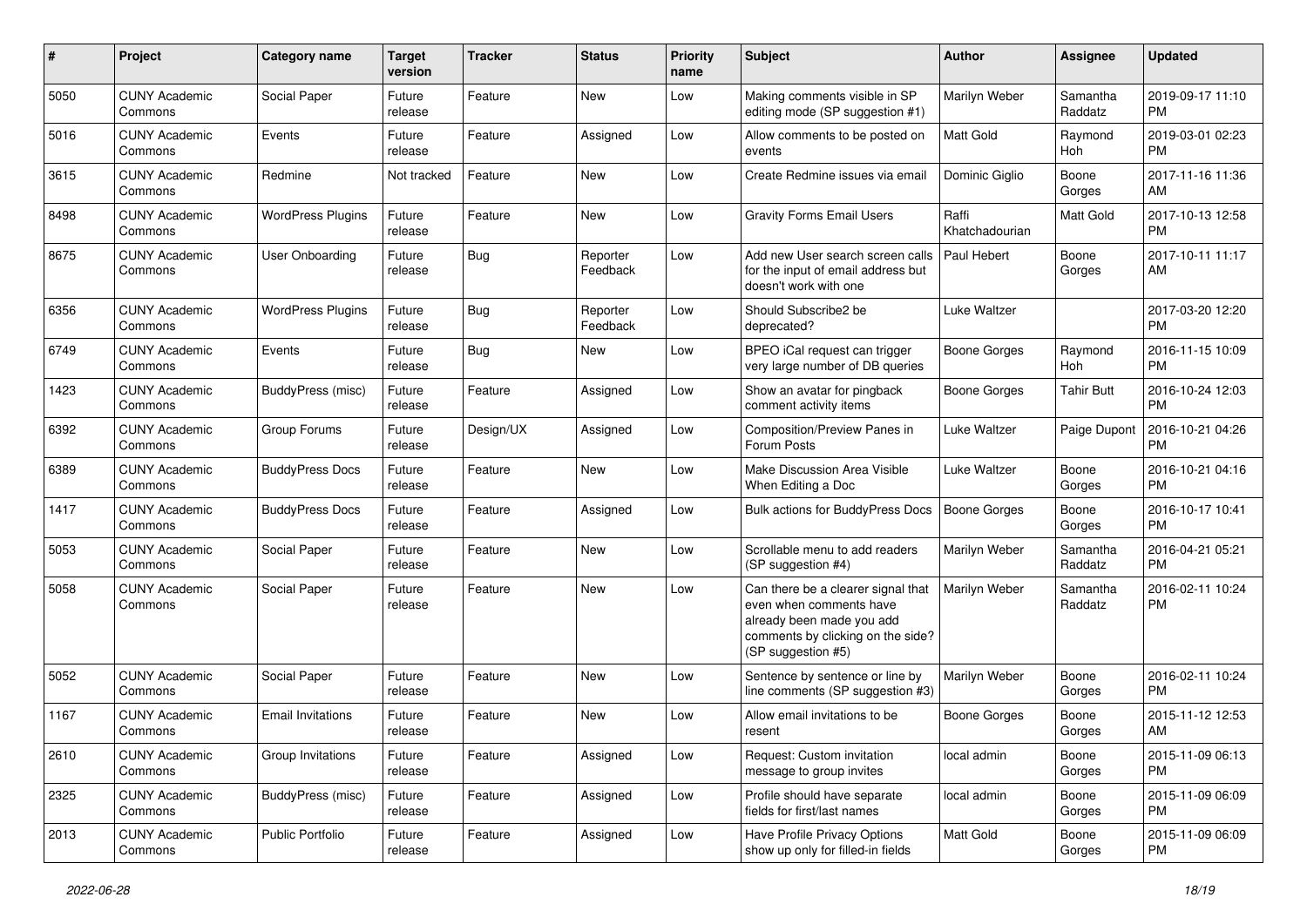| # | Project | Category name | Target version | Tracker | Status | Priority name | Subject | Author | Assignee | Updated |
|---|---|---|---|---|---|---|---|---|---|---|
| 5050 | CUNY Academic Commons | Social Paper | Future release | Feature | New | Low | Making comments visible in SP editing mode (SP suggestion #1) | Marilyn Weber | Samantha Raddatz | 2019-09-17 11:10 PM |
| 5016 | CUNY Academic Commons | Events | Future release | Feature | Assigned | Low | Allow comments to be posted on events | Matt Gold | Raymond Hoh | 2019-03-01 02:23 PM |
| 3615 | CUNY Academic Commons | Redmine | Not tracked | Feature | New | Low | Create Redmine issues via email | Dominic Giglio | Boone Gorges | 2017-11-16 11:36 AM |
| 8498 | CUNY Academic Commons | WordPress Plugins | Future release | Feature | New | Low | Gravity Forms Email Users | Raffi Khatchadourian | Matt Gold | 2017-10-13 12:58 PM |
| 8675 | CUNY Academic Commons | User Onboarding | Future release | Bug | Reporter Feedback | Low | Add new User search screen calls for the input of email address but doesn't work with one | Paul Hebert | Boone Gorges | 2017-10-11 11:17 AM |
| 6356 | CUNY Academic Commons | WordPress Plugins | Future release | Bug | Reporter Feedback | Low | Should Subscribe2 be deprecated? | Luke Waltzer | | 2017-03-20 12:20 PM |
| 6749 | CUNY Academic Commons | Events | Future release | Bug | New | Low | BPEO iCal request can trigger very large number of DB queries | Boone Gorges | Raymond Hoh | 2016-11-15 10:09 PM |
| 1423 | CUNY Academic Commons | BuddyPress (misc) | Future release | Feature | Assigned | Low | Show an avatar for pingback comment activity items | Boone Gorges | Tahir Butt | 2016-10-24 12:03 PM |
| 6392 | CUNY Academic Commons | Group Forums | Future release | Design/UX | Assigned | Low | Composition/Preview Panes in Forum Posts | Luke Waltzer | Paige Dupont | 2016-10-21 04:26 PM |
| 6389 | CUNY Academic Commons | BuddyPress Docs | Future release | Feature | New | Low | Make Discussion Area Visible When Editing a Doc | Luke Waltzer | Boone Gorges | 2016-10-21 04:16 PM |
| 1417 | CUNY Academic Commons | BuddyPress Docs | Future release | Feature | Assigned | Low | Bulk actions for BuddyPress Docs | Boone Gorges | Boone Gorges | 2016-10-17 10:41 PM |
| 5053 | CUNY Academic Commons | Social Paper | Future release | Feature | New | Low | Scrollable menu to add readers (SP suggestion #4) | Marilyn Weber | Samantha Raddatz | 2016-04-21 05:21 PM |
| 5058 | CUNY Academic Commons | Social Paper | Future release | Feature | New | Low | Can there be a clearer signal that even when comments have already been made you add comments by clicking on the side? (SP suggestion #5) | Marilyn Weber | Samantha Raddatz | 2016-02-11 10:24 PM |
| 5052 | CUNY Academic Commons | Social Paper | Future release | Feature | New | Low | Sentence by sentence or line by line comments (SP suggestion #3) | Marilyn Weber | Boone Gorges | 2016-02-11 10:24 PM |
| 1167 | CUNY Academic Commons | Email Invitations | Future release | Feature | New | Low | Allow email invitations to be resent | Boone Gorges | Boone Gorges | 2015-11-12 12:53 AM |
| 2610 | CUNY Academic Commons | Group Invitations | Future release | Feature | Assigned | Low | Request: Custom invitation message to group invites | local admin | Boone Gorges | 2015-11-09 06:13 PM |
| 2325 | CUNY Academic Commons | BuddyPress (misc) | Future release | Feature | Assigned | Low | Profile should have separate fields for first/last names | local admin | Boone Gorges | 2015-11-09 06:09 PM |
| 2013 | CUNY Academic Commons | Public Portfolio | Future release | Feature | Assigned | Low | Have Profile Privacy Options show up only for filled-in fields | Matt Gold | Boone Gorges | 2015-11-09 06:09 PM |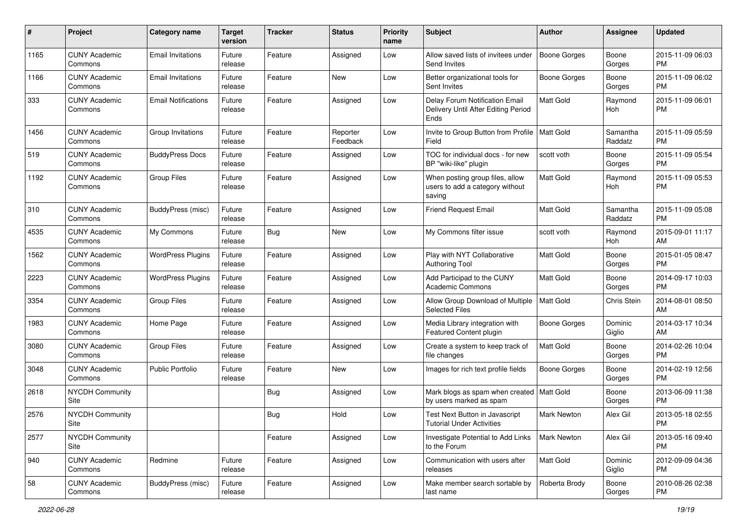| # | Project | Category name | Target version | Tracker | Status | Priority name | Subject | Author | Assignee | Updated |
|---|---|---|---|---|---|---|---|---|---|---|
| 1165 | CUNY Academic Commons | Email Invitations | Future release | Feature | Assigned | Low | Allow saved lists of invitees under Send Invites | Boone Gorges | Boone Gorges | 2015-11-09 06:03 PM |
| 1166 | CUNY Academic Commons | Email Invitations | Future release | Feature | New | Low | Better organizational tools for Sent Invites | Boone Gorges | Boone Gorges | 2015-11-09 06:02 PM |
| 333 | CUNY Academic Commons | Email Notifications | Future release | Feature | Assigned | Low | Delay Forum Notification Email Delivery Until After Editing Period Ends | Matt Gold | Raymond Hoh | 2015-11-09 06:01 PM |
| 1456 | CUNY Academic Commons | Group Invitations | Future release | Feature | Reporter Feedback | Low | Invite to Group Button from Profile Field | Matt Gold | Samantha Raddatz | 2015-11-09 05:59 PM |
| 519 | CUNY Academic Commons | BuddyPress Docs | Future release | Feature | Assigned | Low | TOC for individual docs - for new BP "wiki-like" plugin | scott voth | Boone Gorges | 2015-11-09 05:54 PM |
| 1192 | CUNY Academic Commons | Group Files | Future release | Feature | Assigned | Low | When posting group files, allow users to add a category without saving | Matt Gold | Raymond Hoh | 2015-11-09 05:53 PM |
| 310 | CUNY Academic Commons | BuddyPress (misc) | Future release | Feature | Assigned | Low | Friend Request Email | Matt Gold | Samantha Raddatz | 2015-11-09 05:08 PM |
| 4535 | CUNY Academic Commons | My Commons | Future release | Bug | New | Low | My Commons filter issue | scott voth | Raymond Hoh | 2015-09-01 11:17 AM |
| 1562 | CUNY Academic Commons | WordPress Plugins | Future release | Feature | Assigned | Low | Play with NYT Collaborative Authoring Tool | Matt Gold | Boone Gorges | 2015-01-05 08:47 PM |
| 2223 | CUNY Academic Commons | WordPress Plugins | Future release | Feature | Assigned | Low | Add Participad to the CUNY Academic Commons | Matt Gold | Boone Gorges | 2014-09-17 10:03 PM |
| 3354 | CUNY Academic Commons | Group Files | Future release | Feature | Assigned | Low | Allow Group Download of Multiple Selected Files | Matt Gold | Chris Stein | 2014-08-01 08:50 AM |
| 1983 | CUNY Academic Commons | Home Page | Future release | Feature | Assigned | Low | Media Library integration with Featured Content plugin | Boone Gorges | Dominic Giglio | 2014-03-17 10:34 AM |
| 3080 | CUNY Academic Commons | Group Files | Future release | Feature | Assigned | Low | Create a system to keep track of file changes | Matt Gold | Boone Gorges | 2014-02-26 10:04 PM |
| 3048 | CUNY Academic Commons | Public Portfolio | Future release | Feature | New | Low | Images for rich text profile fields | Boone Gorges | Boone Gorges | 2014-02-19 12:56 PM |
| 2618 | NYCDH Community Site | | | Bug | Assigned | Low | Mark blogs as spam when created by users marked as spam | Matt Gold | Boone Gorges | 2013-06-09 11:38 PM |
| 2576 | NYCDH Community Site | | | Bug | Hold | Low | Test Next Button in Javascript Tutorial Under Activities | Mark Newton | Alex Gil | 2013-05-18 02:55 PM |
| 2577 | NYCDH Community Site | | | Feature | Assigned | Low | Investigate Potential to Add Links to the Forum | Mark Newton | Alex Gil | 2013-05-16 09:40 PM |
| 940 | CUNY Academic Commons | Redmine | Future release | Feature | Assigned | Low | Communication with users after releases | Matt Gold | Dominic Giglio | 2012-09-09 04:36 PM |
| 58 | CUNY Academic Commons | BuddyPress (misc) | Future release | Feature | Assigned | Low | Make member search sortable by last name | Roberta Brody | Boone Gorges | 2010-08-26 02:38 PM |